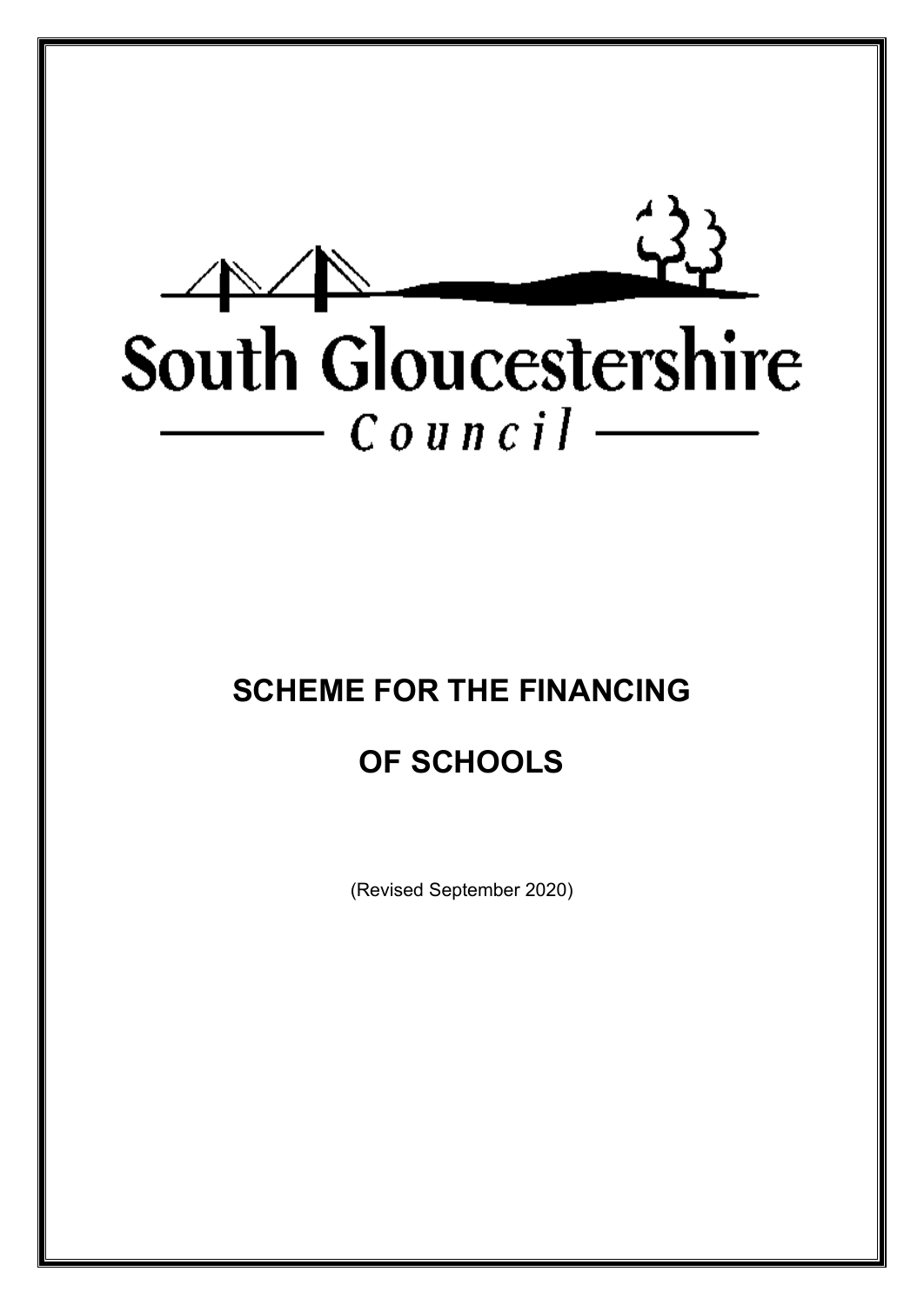South Gloucestershire

Council

# SCHEME FOR THE FINANCING

# OF SCHOOLS

(Revised September 2020)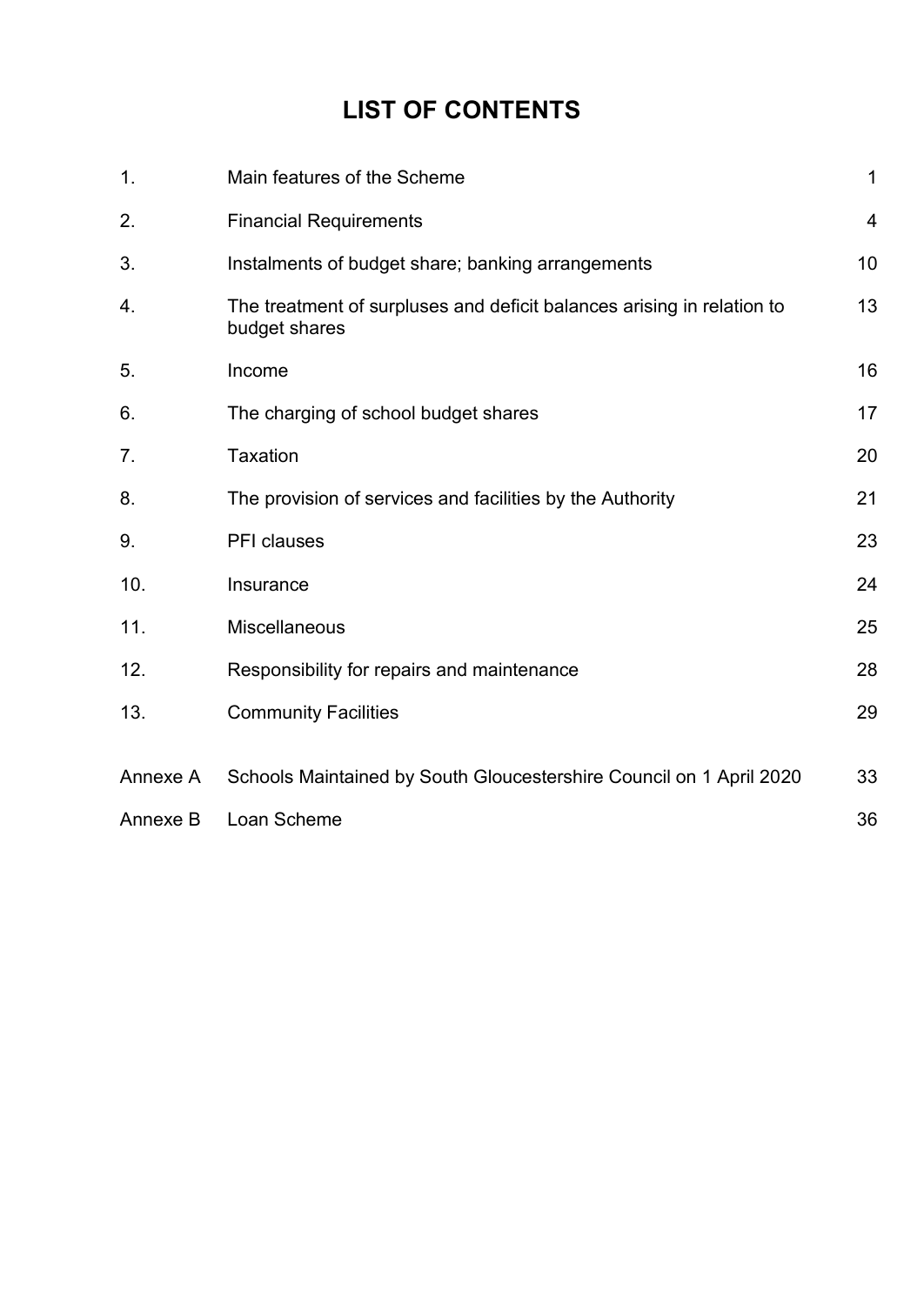# LIST OF CONTENTS

| | | |
|---|---|---|
| 1. | Main features of the Scheme | 1 |
| 2. | Financial Requirements | 4 |
| 3. | Instalments of budget share; banking arrangements | 10 |
| 4. | The treatment of surpluses and deficit balances arising in relation to budget shares | 13 |
| 5. | Income | 16 |
| 6. | The charging of school budget shares | 17 |
| 7. | Taxation | 20 |
| 8. | The provision of services and facilities by the Authority | 21 |
| 9. | PFI clauses | 23 |
| 10. | Insurance | 24 |
| 11. | Miscellaneous | 25 |
| 12. | Responsibility for repairs and maintenance | 28 |
| 13. | Community Facilities | 29 |
| Annexe A | Schools Maintained by South Gloucestershire Council on 1 April 2020 | 33 |
| Annexe B | Loan Scheme | 36 |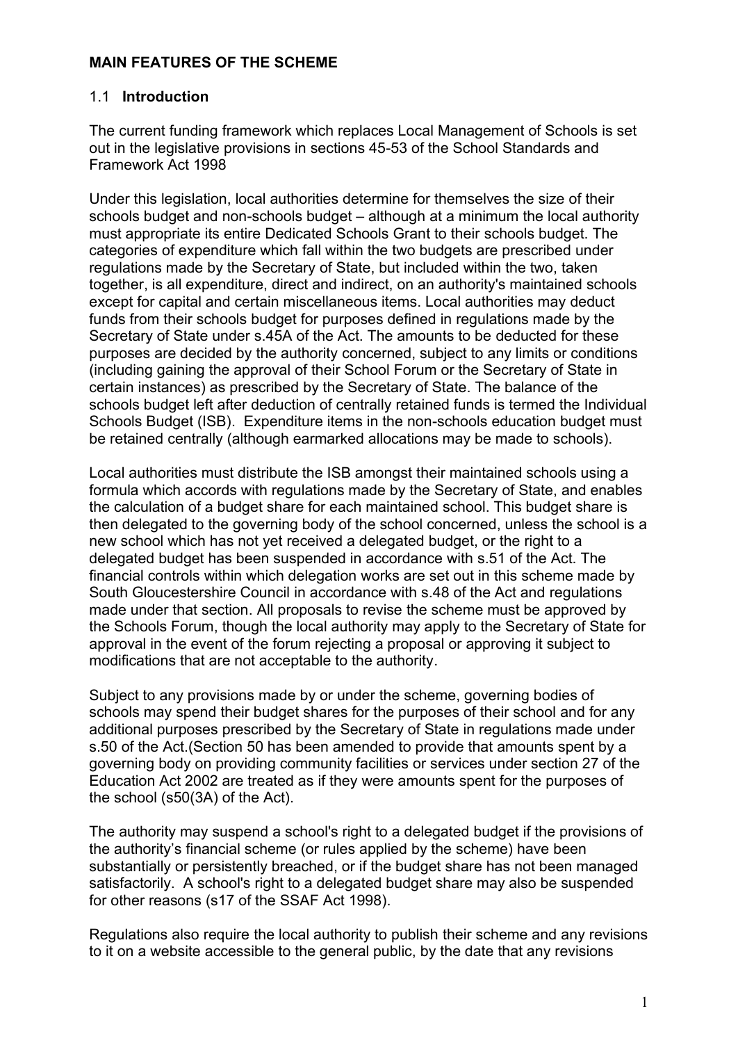# MAIN FEATURES OF THE SCHEME

## 1.1 **Introduction**

The current funding framework which replaces Local Management of Schools is set out in the legislative provisions in sections 45-53 of the School Standards and Framework Act 1998

Under this legislation, local authorities determine for themselves the size of their schools budget and non-schools budget – although at a minimum the local authority must appropriate its entire Dedicated Schools Grant to their schools budget. The categories of expenditure which fall within the two budgets are prescribed under regulations made by the Secretary of State, but included within the two, taken together, is all expenditure, direct and indirect, on an authority's maintained schools except for capital and certain miscellaneous items. Local authorities may deduct funds from their schools budget for purposes defined in regulations made by the Secretary of State under s.45A of the Act. The amounts to be deducted for these purposes are decided by the authority concerned, subject to any limits or conditions (including gaining the approval of their School Forum or the Secretary of State in certain instances) as prescribed by the Secretary of State. The balance of the schools budget left after deduction of centrally retained funds is termed the Individual Schools Budget (ISB). Expenditure items in the non-schools education budget must be retained centrally (although earmarked allocations may be made to schools).

Local authorities must distribute the ISB amongst their maintained schools using a formula which accords with regulations made by the Secretary of State, and enables the calculation of a budget share for each maintained school. This budget share is then delegated to the governing body of the school concerned, unless the school is a new school which has not yet received a delegated budget, or the right to a delegated budget has been suspended in accordance with s.51 of the Act. The financial controls within which delegation works are set out in this scheme made by South Gloucestershire Council in accordance with s.48 of the Act and regulations made under that section. All proposals to revise the scheme must be approved by the Schools Forum, though the local authority may apply to the Secretary of State for approval in the event of the forum rejecting a proposal or approving it subject to modifications that are not acceptable to the authority.

Subject to any provisions made by or under the scheme, governing bodies of schools may spend their budget shares for the purposes of their school and for any additional purposes prescribed by the Secretary of State in regulations made under s.50 of the Act.(Section 50 has been amended to provide that amounts spent by a governing body on providing community facilities or services under section 27 of the Education Act 2002 are treated as if they were amounts spent for the purposes of the school (s50(3A) of the Act).

The authority may suspend a school's right to a delegated budget if the provisions of the authority's financial scheme (or rules applied by the scheme) have been substantially or persistently breached, or if the budget share has not been managed satisfactorily. A school's right to a delegated budget share may also be suspended for other reasons (s17 of the SSAF Act 1998).

Regulations also require the local authority to publish their scheme and any revisions to it on a website accessible to the general public, by the date that any revisions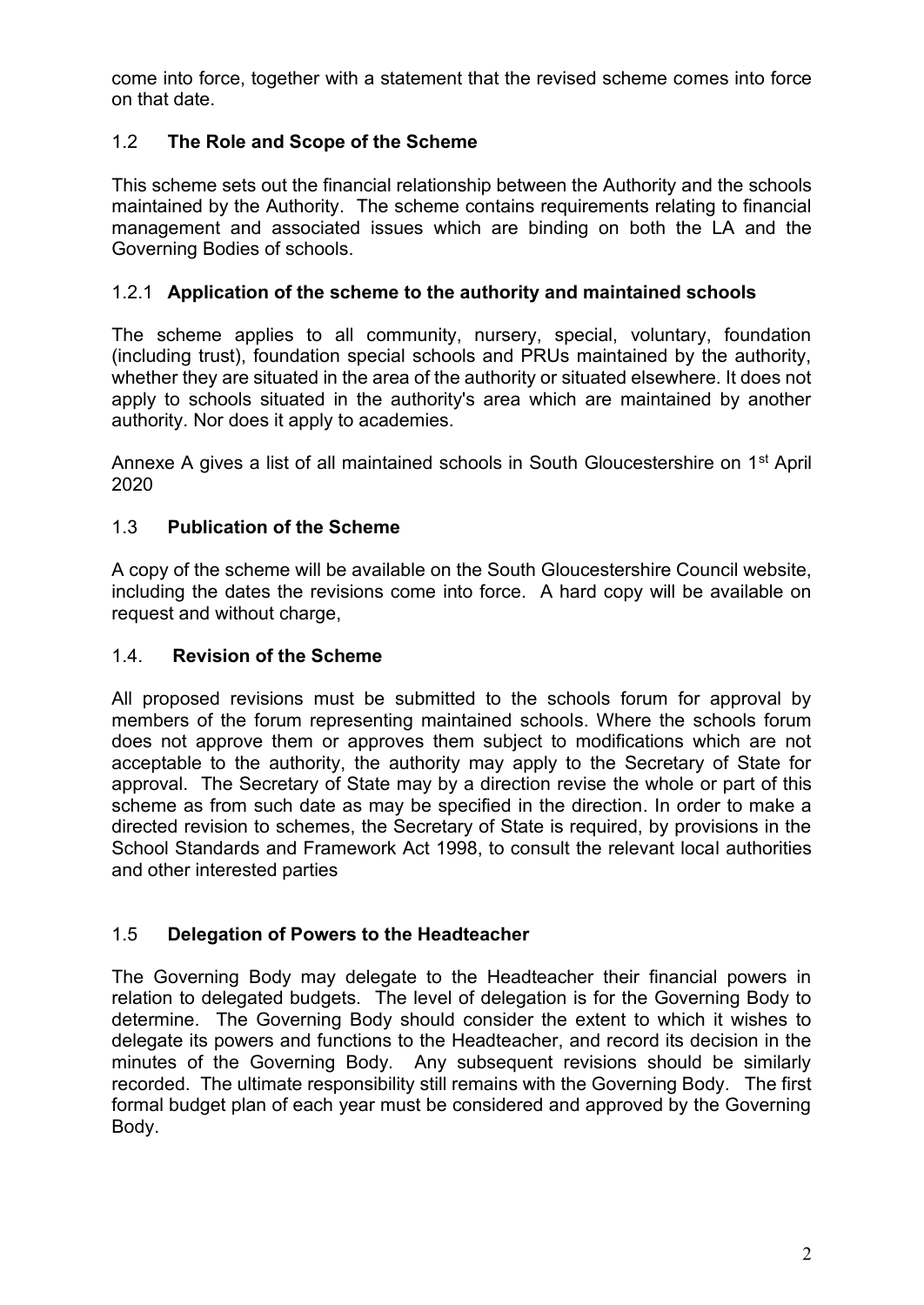come into force, together with a statement that the revised scheme comes into force on that date.

## 1.2 **The Role and Scope of the Scheme**

This scheme sets out the financial relationship between the Authority and the schools maintained by the Authority. The scheme contains requirements relating to financial management and associated issues which are binding on both the LA and the Governing Bodies of schools.

### 1.2.1 **Application of the scheme to the authority and maintained schools**

The scheme applies to all community, nursery, special, voluntary, foundation (including trust), foundation special schools and PRUs maintained by the authority, whether they are situated in the area of the authority or situated elsewhere. It does not apply to schools situated in the authority's area which are maintained by another authority. Nor does it apply to academies.

Annexe A gives a list of all maintained schools in South Gloucestershire on 1st April 2020

## 1.3 **Publication of the Scheme**

A copy of the scheme will be available on the South Gloucestershire Council website, including the dates the revisions come into force. A hard copy will be available on request and without charge,

## 1.4. **Revision of the Scheme**

All proposed revisions must be submitted to the schools forum for approval by members of the forum representing maintained schools. Where the schools forum does not approve them or approves them subject to modifications which are not acceptable to the authority, the authority may apply to the Secretary of State for approval. The Secretary of State may by a direction revise the whole or part of this scheme as from such date as may be specified in the direction. In order to make a directed revision to schemes, the Secretary of State is required, by provisions in the School Standards and Framework Act 1998, to consult the relevant local authorities and other interested parties

## 1.5 **Delegation of Powers to the Headteacher**

The Governing Body may delegate to the Headteacher their financial powers in relation to delegated budgets. The level of delegation is for the Governing Body to determine. The Governing Body should consider the extent to which it wishes to delegate its powers and functions to the Headteacher, and record its decision in the minutes of the Governing Body. Any subsequent revisions should be similarly recorded. The ultimate responsibility still remains with the Governing Body. The first formal budget plan of each year must be considered and approved by the Governing Body.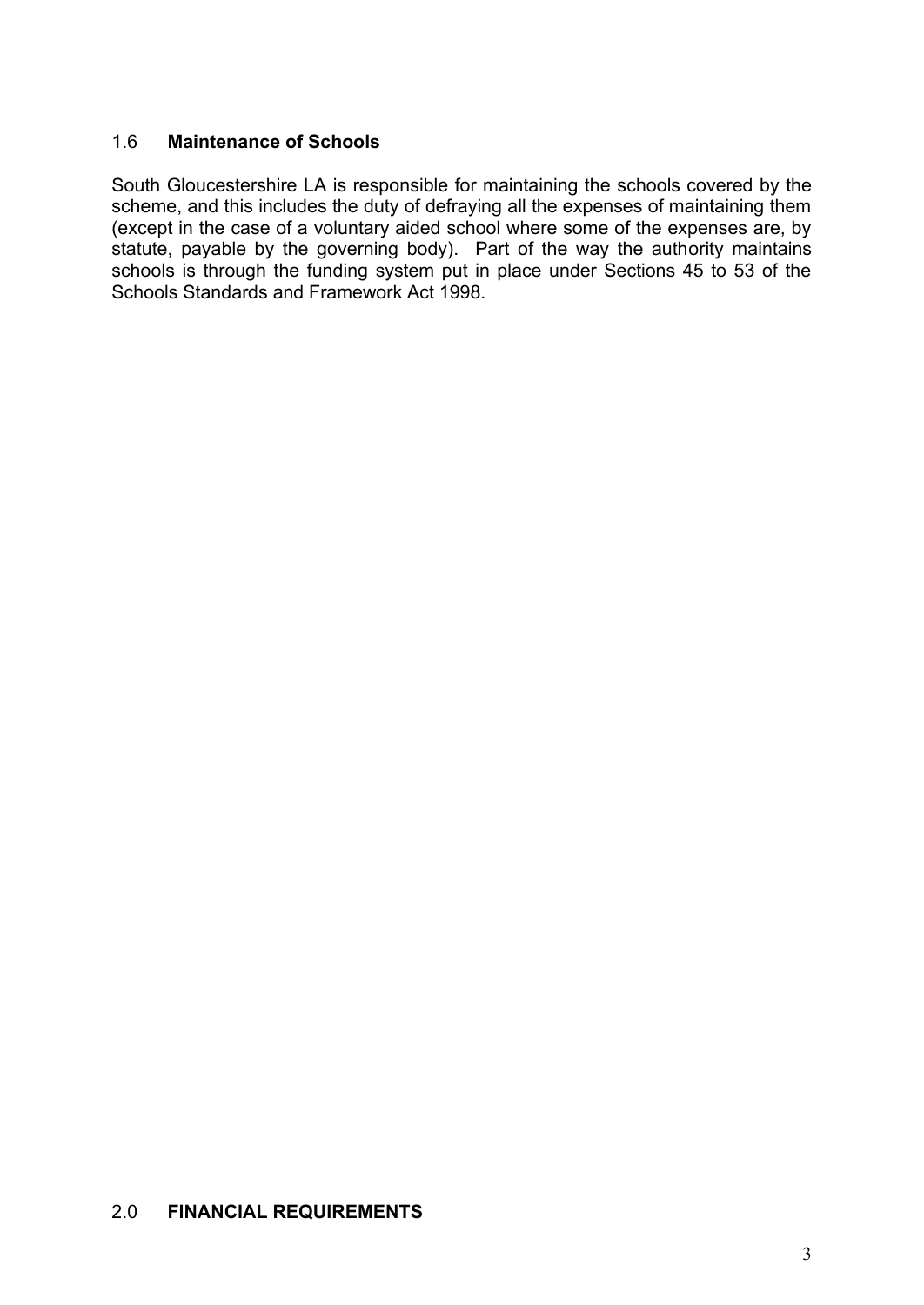## 1.6 **Maintenance of Schools**

South Gloucestershire LA is responsible for maintaining the schools covered by the scheme, and this includes the duty of defraying all the expenses of maintaining them (except in the case of a voluntary aided school where some of the expenses are, by statute, payable by the governing body). Part of the way the authority maintains schools is through the funding system put in place under Sections 45 to 53 of the Schools Standards and Framework Act 1998.

# 2.0 **FINANCIAL REQUIREMENTS**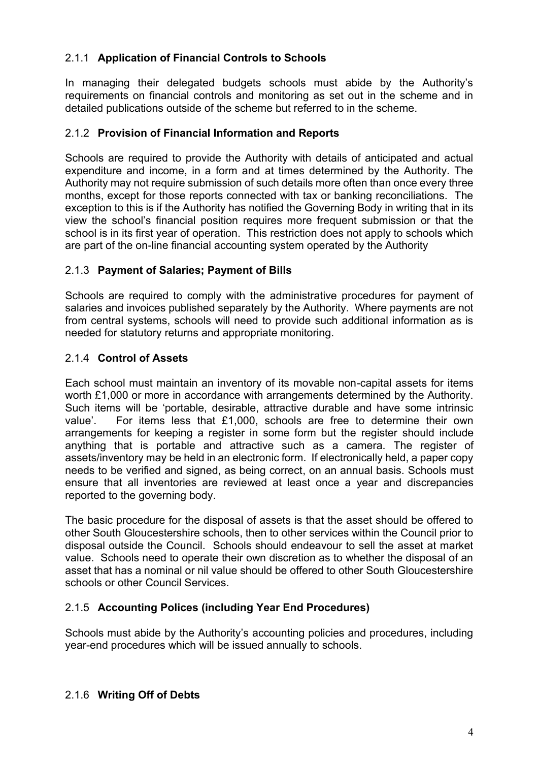### 2.1.1 **Application of Financial Controls to Schools**

In managing their delegated budgets schools must abide by the Authority's requirements on financial controls and monitoring as set out in the scheme and in detailed publications outside of the scheme but referred to in the scheme.

### 2.1.2 **Provision of Financial Information and Reports**

Schools are required to provide the Authority with details of anticipated and actual expenditure and income, in a form and at times determined by the Authority. The Authority may not require submission of such details more often than once every three months, except for those reports connected with tax or banking reconciliations. The exception to this is if the Authority has notified the Governing Body in writing that in its view the school's financial position requires more frequent submission or that the school is in its first year of operation. This restriction does not apply to schools which are part of the on-line financial accounting system operated by the Authority

### 2.1.3 **Payment of Salaries; Payment of Bills**

Schools are required to comply with the administrative procedures for payment of salaries and invoices published separately by the Authority. Where payments are not from central systems, schools will need to provide such additional information as is needed for statutory returns and appropriate monitoring.

### 2.1.4 **Control of Assets**

Each school must maintain an inventory of its movable non-capital assets for items worth £1,000 or more in accordance with arrangements determined by the Authority. Such items will be 'portable, desirable, attractive durable and have some intrinsic value'. For items less that £1,000, schools are free to determine their own arrangements for keeping a register in some form but the register should include anything that is portable and attractive such as a camera. The register of assets/inventory may be held in an electronic form. If electronically held, a paper copy needs to be verified and signed, as being correct, on an annual basis. Schools must ensure that all inventories are reviewed at least once a year and discrepancies reported to the governing body.

The basic procedure for the disposal of assets is that the asset should be offered to other South Gloucestershire schools, then to other services within the Council prior to disposal outside the Council. Schools should endeavour to sell the asset at market value. Schools need to operate their own discretion as to whether the disposal of an asset that has a nominal or nil value should be offered to other South Gloucestershire schools or other Council Services.

### 2.1.5 **Accounting Polices (including Year End Procedures)**

Schools must abide by the Authority's accounting policies and procedures, including year-end procedures which will be issued annually to schools.

### 2.1.6 **Writing Off of Debts**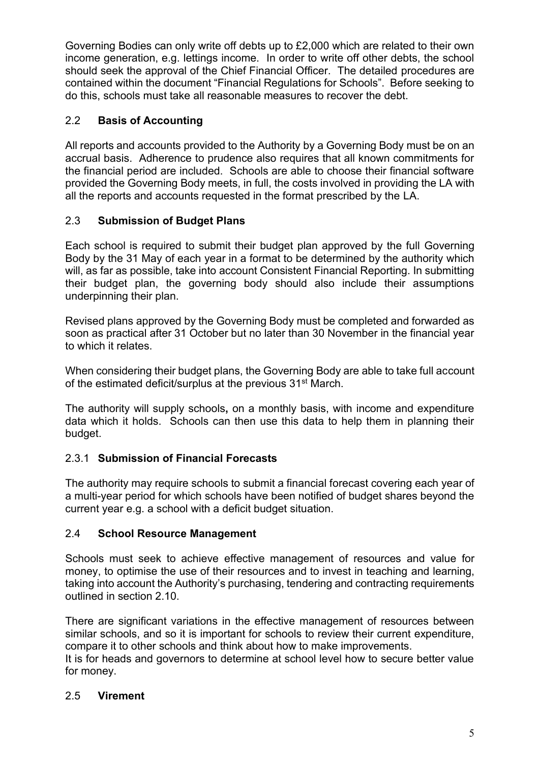Governing Bodies can only write off debts up to £2,000 which are related to their own income generation, e.g. lettings income. In order to write off other debts, the school should seek the approval of the Chief Financial Officer. The detailed procedures are contained within the document "Financial Regulations for Schools". Before seeking to do this, schools must take all reasonable measures to recover the debt.

## 2.2 Basis of Accounting

All reports and accounts provided to the Authority by a Governing Body must be on an accrual basis. Adherence to prudence also requires that all known commitments for the financial period are included. Schools are able to choose their financial software provided the Governing Body meets, in full, the costs involved in providing the LA with all the reports and accounts requested in the format prescribed by the LA.

## 2.3 Submission of Budget Plans

Each school is required to submit their budget plan approved by the full Governing Body by the 31 May of each year in a format to be determined by the authority which will, as far as possible, take into account Consistent Financial Reporting. In submitting their budget plan, the governing body should also include their assumptions underpinning their plan.

Revised plans approved by the Governing Body must be completed and forwarded as soon as practical after 31 October but no later than 30 November in the financial year to which it relates.

When considering their budget plans, the Governing Body are able to take full account of the estimated deficit/surplus at the previous 31st March.

The authority will supply schools**,** on a monthly basis, with income and expenditure data which it holds. Schools can then use this data to help them in planning their budget.

### 2.3.1 Submission of Financial Forecasts

The authority may require schools to submit a financial forecast covering each year of a multi-year period for which schools have been notified of budget shares beyond the current year e.g. a school with a deficit budget situation.

## 2.4 School Resource Management

Schools must seek to achieve effective management of resources and value for money, to optimise the use of their resources and to invest in teaching and learning, taking into account the Authority's purchasing, tendering and contracting requirements outlined in section 2.10.

There are significant variations in the effective management of resources between similar schools, and so it is important for schools to review their current expenditure, compare it to other schools and think about how to make improvements.
It is for heads and governors to determine at school level how to secure better value for money.

## 2.5 Virement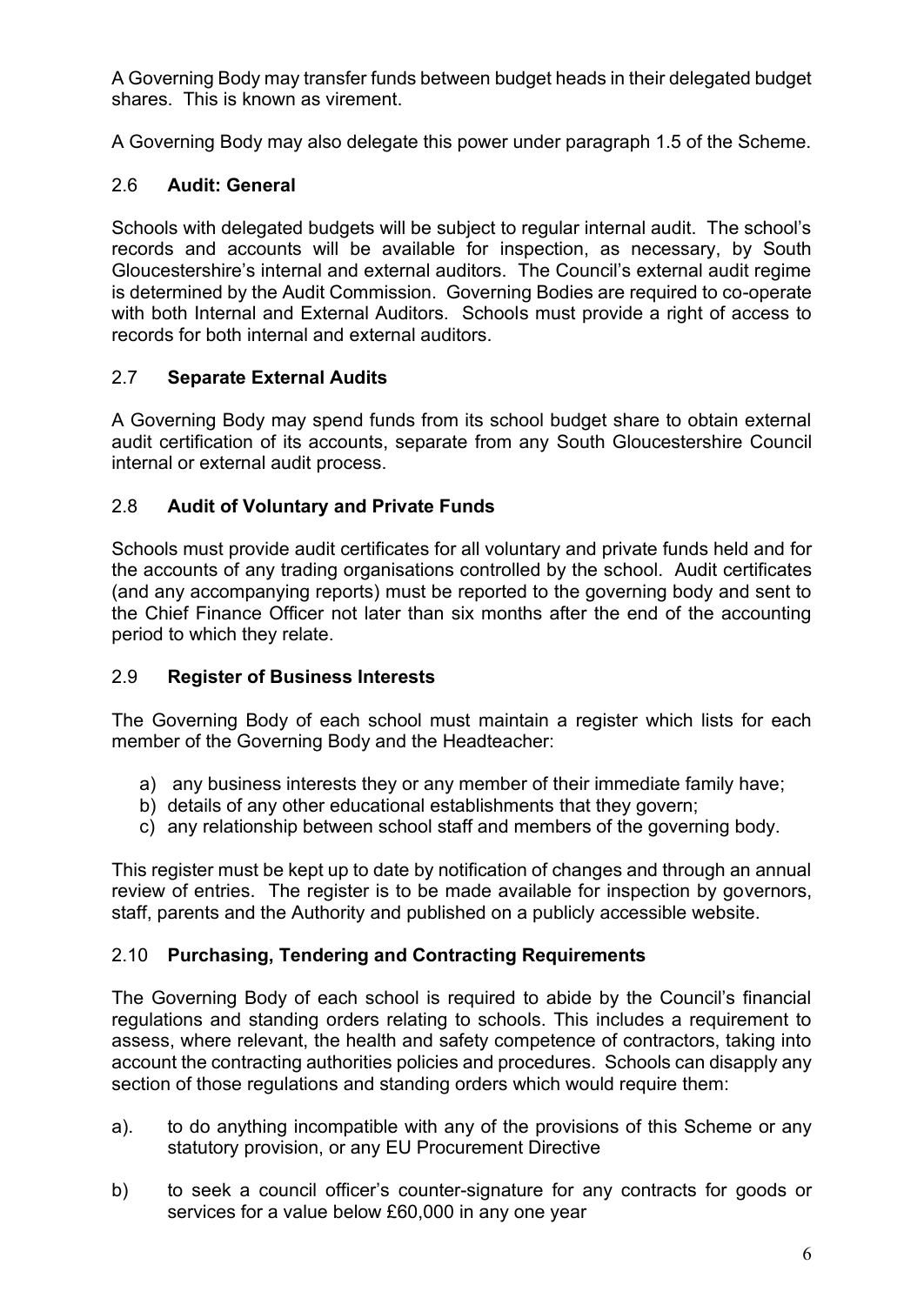A Governing Body may transfer funds between budget heads in their delegated budget shares. This is known as virement.

A Governing Body may also delegate this power under paragraph 1.5 of the Scheme.

## 2.6 **Audit: General**

Schools with delegated budgets will be subject to regular internal audit. The school's records and accounts will be available for inspection, as necessary, by South Gloucestershire's internal and external auditors. The Council's external audit regime is determined by the Audit Commission. Governing Bodies are required to co-operate with both Internal and External Auditors. Schools must provide a right of access to records for both internal and external auditors.

## 2.7 **Separate External Audits**

A Governing Body may spend funds from its school budget share to obtain external audit certification of its accounts, separate from any South Gloucestershire Council internal or external audit process.

## 2.8 **Audit of Voluntary and Private Funds**

Schools must provide audit certificates for all voluntary and private funds held and for the accounts of any trading organisations controlled by the school. Audit certificates (and any accompanying reports) must be reported to the governing body and sent to the Chief Finance Officer not later than six months after the end of the accounting period to which they relate.

## 2.9 **Register of Business Interests**

The Governing Body of each school must maintain a register which lists for each member of the Governing Body and the Headteacher:

a) any business interests they or any member of their immediate family have;
b) details of any other educational establishments that they govern;
c) any relationship between school staff and members of the governing body.

This register must be kept up to date by notification of changes and through an annual review of entries. The register is to be made available for inspection by governors, staff, parents and the Authority and published on a publicly accessible website.

## 2.10 **Purchasing, Tendering and Contracting Requirements**

The Governing Body of each school is required to abide by the Council's financial regulations and standing orders relating to schools. This includes a requirement to assess, where relevant, the health and safety competence of contractors, taking into account the contracting authorities policies and procedures. Schools can disapply any section of those regulations and standing orders which would require them:

a). to do anything incompatible with any of the provisions of this Scheme or any statutory provision, or any EU Procurement Directive

b) to seek a council officer's counter-signature for any contracts for goods or services for a value below £60,000 in any one year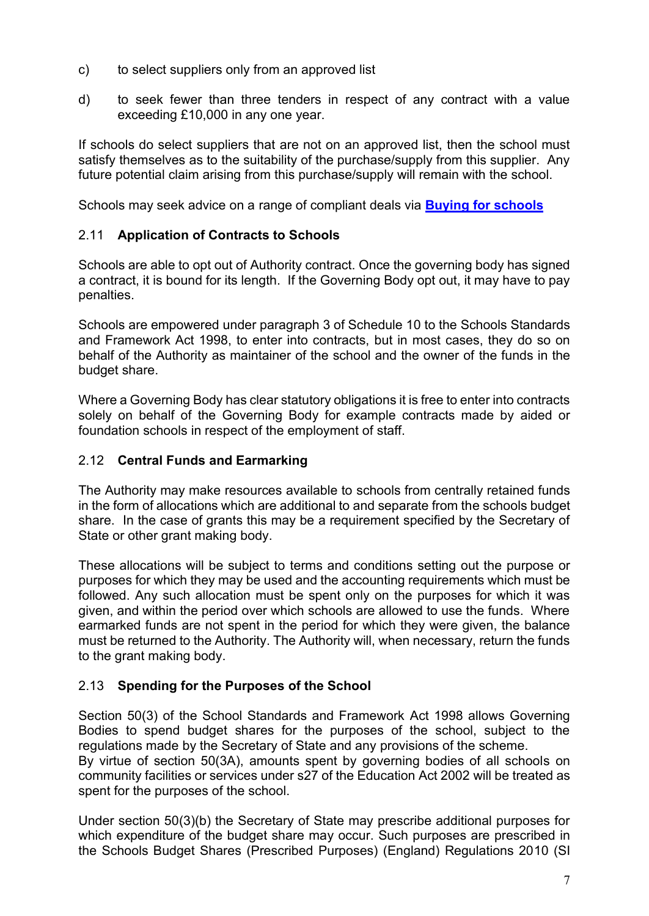c) to select suppliers only from an approved list

d) to seek fewer than three tenders in respect of any contract with a value exceeding £10,000 in any one year.

If schools do select suppliers that are not on an approved list, then the school must satisfy themselves as to the suitability of the purchase/supply from this supplier. Any future potential claim arising from this purchase/supply will remain with the school.

Schools may seek advice on a range of compliant deals via **Buying for schools**

### 2.11 Application of Contracts to Schools

Schools are able to opt out of Authority contract. Once the governing body has signed a contract, it is bound for its length. If the Governing Body opt out, it may have to pay penalties.

Schools are empowered under paragraph 3 of Schedule 10 to the Schools Standards and Framework Act 1998, to enter into contracts, but in most cases, they do so on behalf of the Authority as maintainer of the school and the owner of the funds in the budget share.

Where a Governing Body has clear statutory obligations it is free to enter into contracts solely on behalf of the Governing Body for example contracts made by aided or foundation schools in respect of the employment of staff.

### 2.12 Central Funds and Earmarking

The Authority may make resources available to schools from centrally retained funds in the form of allocations which are additional to and separate from the schools budget share. In the case of grants this may be a requirement specified by the Secretary of State or other grant making body.

These allocations will be subject to terms and conditions setting out the purpose or purposes for which they may be used and the accounting requirements which must be followed. Any such allocation must be spent only on the purposes for which it was given, and within the period over which schools are allowed to use the funds. Where earmarked funds are not spent in the period for which they were given, the balance must be returned to the Authority. The Authority will, when necessary, return the funds to the grant making body.

### 2.13 Spending for the Purposes of the School

Section 50(3) of the School Standards and Framework Act 1998 allows Governing Bodies to spend budget shares for the purposes of the school, subject to the regulations made by the Secretary of State and any provisions of the scheme.
By virtue of section 50(3A), amounts spent by governing bodies of all schools on community facilities or services under s27 of the Education Act 2002 will be treated as spent for the purposes of the school.

Under section 50(3)(b) the Secretary of State may prescribe additional purposes for which expenditure of the budget share may occur. Such purposes are prescribed in the Schools Budget Shares (Prescribed Purposes) (England) Regulations 2010 (SI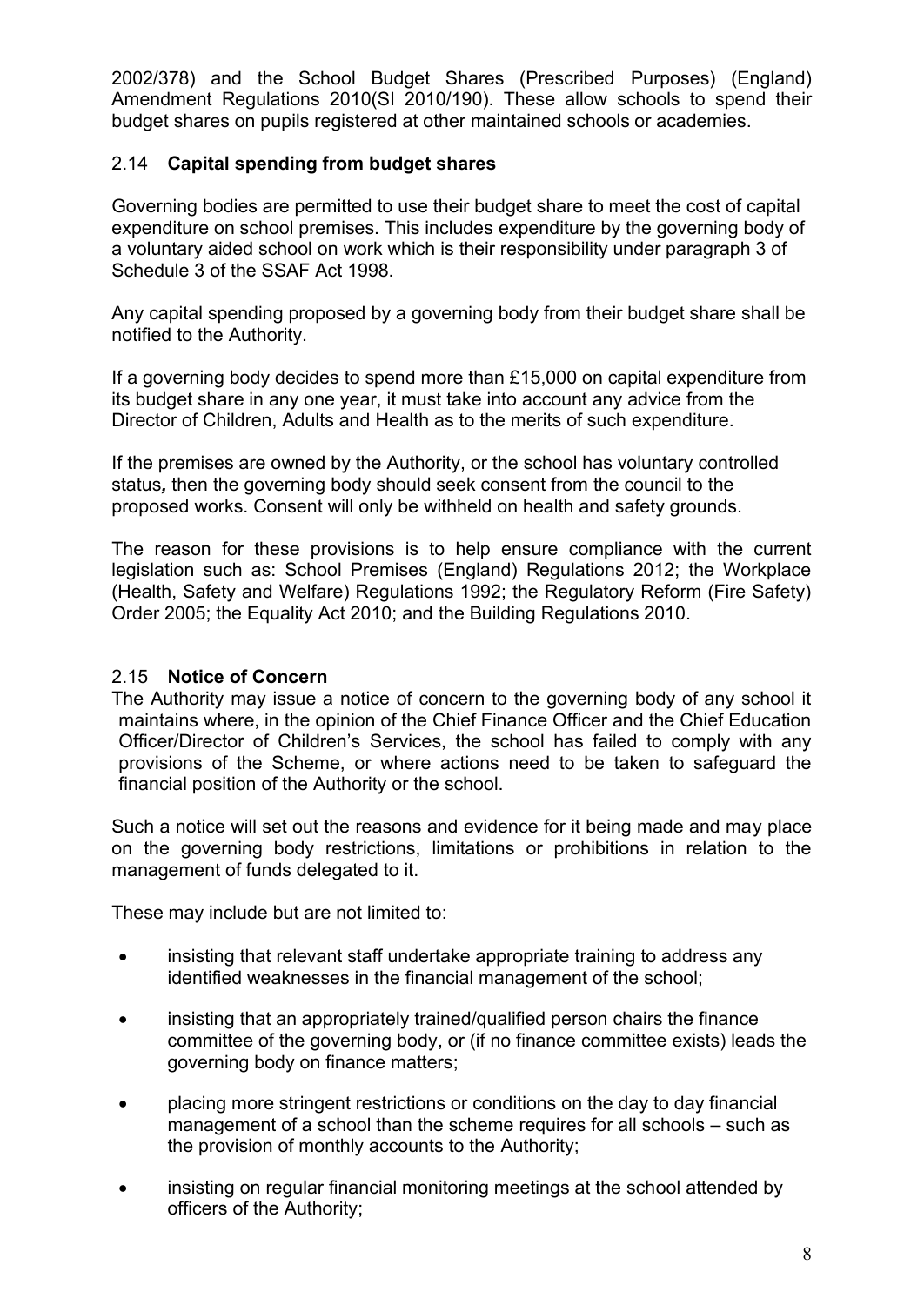2002/378) and the School Budget Shares (Prescribed Purposes) (England) Amendment Regulations 2010(SI 2010/190). These allow schools to spend their budget shares on pupils registered at other maintained schools or academies.

### 2.14 **Capital spending from budget shares**

Governing bodies are permitted to use their budget share to meet the cost of capital expenditure on school premises. This includes expenditure by the governing body of a voluntary aided school on work which is their responsibility under paragraph 3 of Schedule 3 of the SSAF Act 1998.

Any capital spending proposed by a governing body from their budget share shall be notified to the Authority.

If a governing body decides to spend more than £15,000 on capital expenditure from its budget share in any one year, it must take into account any advice from the Director of Children, Adults and Health as to the merits of such expenditure.

If the premises are owned by the Authority, or the school has voluntary controlled status*,* then the governing body should seek consent from the council to the proposed works. Consent will only be withheld on health and safety grounds.

The reason for these provisions is to help ensure compliance with the current legislation such as: School Premises (England) Regulations 2012; the Workplace (Health, Safety and Welfare) Regulations 1992; the Regulatory Reform (Fire Safety) Order 2005; the Equality Act 2010; and the Building Regulations 2010.

### 2.15 **Notice of Concern**

The Authority may issue a notice of concern to the governing body of any school it maintains where, in the opinion of the Chief Finance Officer and the Chief Education Officer/Director of Children's Services, the school has failed to comply with any provisions of the Scheme, or where actions need to be taken to safeguard the financial position of the Authority or the school.

Such a notice will set out the reasons and evidence for it being made and may place on the governing body restrictions, limitations or prohibitions in relation to the management of funds delegated to it.

These may include but are not limited to:

- insisting that relevant staff undertake appropriate training to address any identified weaknesses in the financial management of the school;
- insisting that an appropriately trained/qualified person chairs the finance committee of the governing body, or (if no finance committee exists) leads the governing body on finance matters;
- placing more stringent restrictions or conditions on the day to day financial management of a school than the scheme requires for all schools – such as the provision of monthly accounts to the Authority;
- insisting on regular financial monitoring meetings at the school attended by officers of the Authority;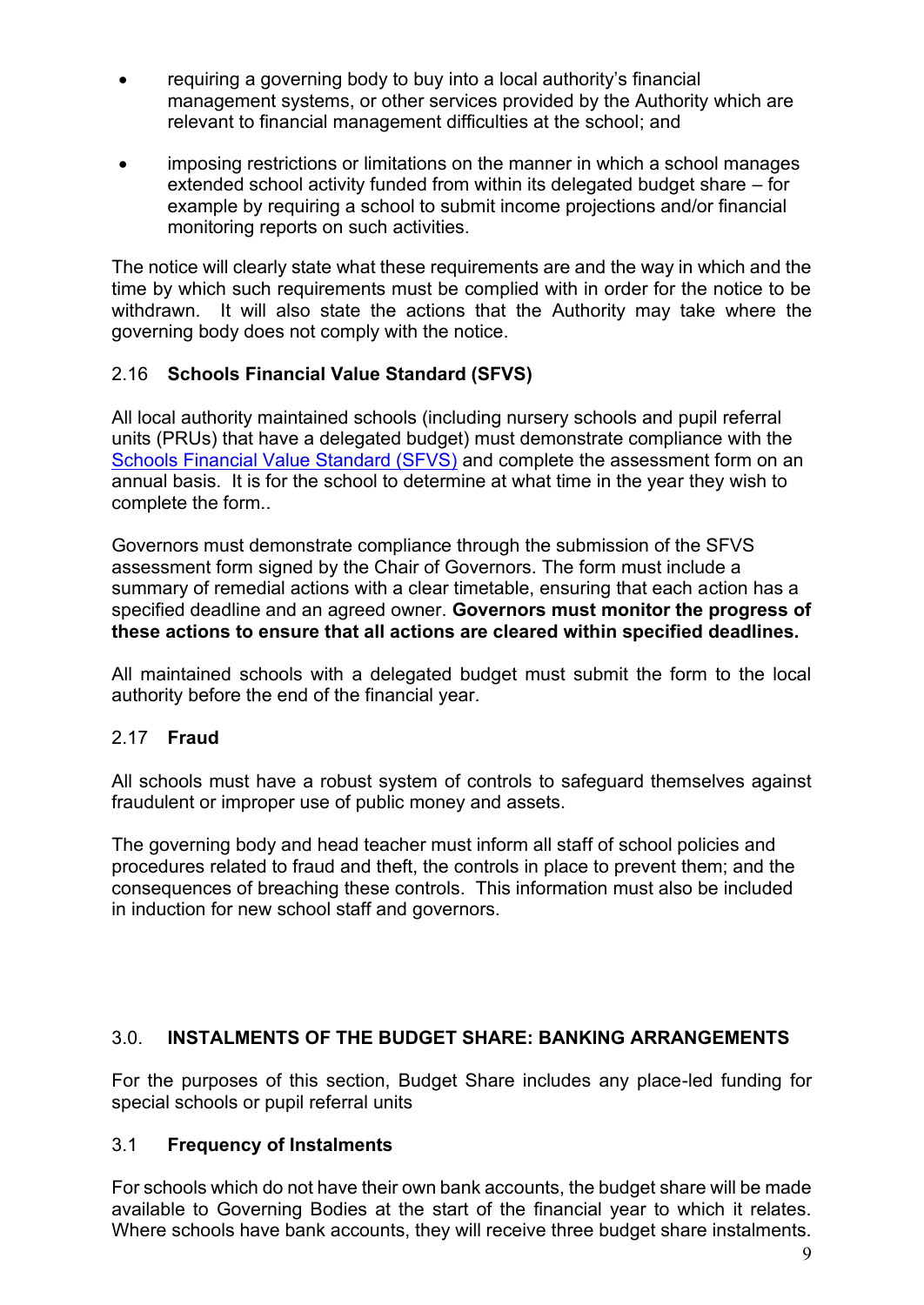- requiring a governing body to buy into a local authority's financial management systems, or other services provided by the Authority which are relevant to financial management difficulties at the school; and
- imposing restrictions or limitations on the manner in which a school manages extended school activity funded from within its delegated budget share – for example by requiring a school to submit income projections and/or financial monitoring reports on such activities.

The notice will clearly state what these requirements are and the way in which and the time by which such requirements must be complied with in order for the notice to be withdrawn. It will also state the actions that the Authority may take where the governing body does not comply with the notice.

### 2.16 Schools Financial Value Standard (SFVS)

All local authority maintained schools (including nursery schools and pupil referral units (PRUs) that have a delegated budget) must demonstrate compliance with the Schools Financial Value Standard (SFVS) and complete the assessment form on an annual basis. It is for the school to determine at what time in the year they wish to complete the form..

Governors must demonstrate compliance through the submission of the SFVS assessment form signed by the Chair of Governors. The form must include a summary of remedial actions with a clear timetable, ensuring that each action has a specified deadline and an agreed owner. **Governors must monitor the progress of these actions to ensure that all actions are cleared within specified deadlines.**

All maintained schools with a delegated budget must submit the form to the local authority before the end of the financial year.

### 2.17 Fraud

All schools must have a robust system of controls to safeguard themselves against fraudulent or improper use of public money and assets.

The governing body and head teacher must inform all staff of school policies and procedures related to fraud and theft, the controls in place to prevent them; and the consequences of breaching these controls. This information must also be included in induction for new school staff and governors.

## 3.0. INSTALMENTS OF THE BUDGET SHARE: BANKING ARRANGEMENTS

For the purposes of this section, Budget Share includes any place-led funding for special schools or pupil referral units

### 3.1 Frequency of Instalments

For schools which do not have their own bank accounts, the budget share will be made available to Governing Bodies at the start of the financial year to which it relates. Where schools have bank accounts, they will receive three budget share instalments.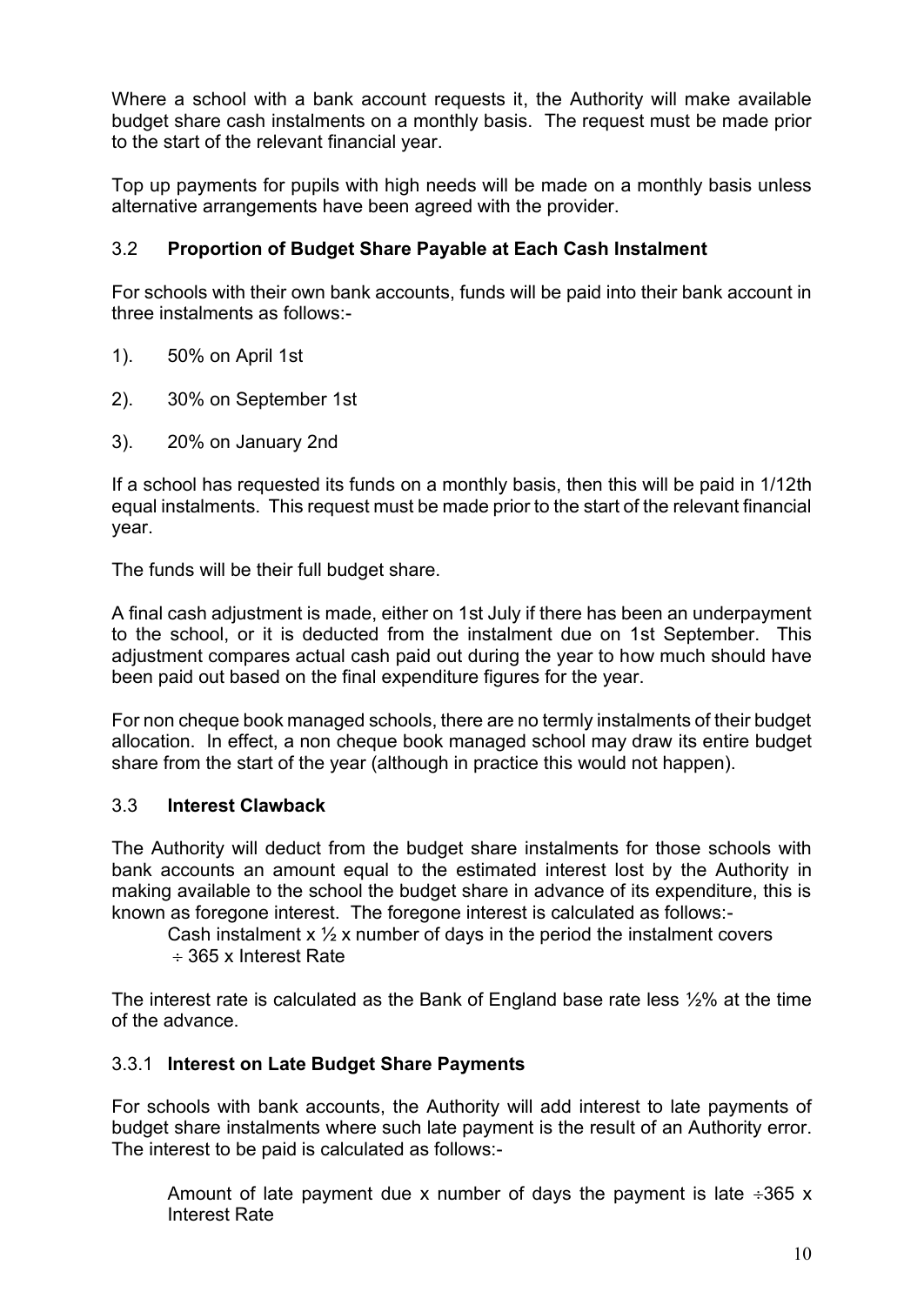Where a school with a bank account requests it, the Authority will make available budget share cash instalments on a monthly basis. The request must be made prior to the start of the relevant financial year.

Top up payments for pupils with high needs will be made on a monthly basis unless alternative arrangements have been agreed with the provider.

### 3.2 **Proportion of Budget Share Payable at Each Cash Instalment**

For schools with their own bank accounts, funds will be paid into their bank account in three instalments as follows:-

1). 50% on April 1st

2). 30% on September 1st

3). 20% on January 2nd

If a school has requested its funds on a monthly basis, then this will be paid in 1/12th equal instalments. This request must be made prior to the start of the relevant financial year.

The funds will be their full budget share.

A final cash adjustment is made, either on 1st July if there has been an underpayment to the school, or it is deducted from the instalment due on 1st September. This adjustment compares actual cash paid out during the year to how much should have been paid out based on the final expenditure figures for the year.

For non cheque book managed schools, there are no termly instalments of their budget allocation. In effect, a non cheque book managed school may draw its entire budget share from the start of the year (although in practice this would not happen).

### 3.3 **Interest Clawback**

The Authority will deduct from the budget share instalments for those schools with bank accounts an amount equal to the estimated interest lost by the Authority in making available to the school the budget share in advance of its expenditure, this is known as foregone interest. The foregone interest is calculated as follows:-

Cash instalment x ½ x number of days in the period the instalment covers ÷ 365 x Interest Rate

The interest rate is calculated as the Bank of England base rate less ½% at the time of the advance.

#### 3.3.1 **Interest on Late Budget Share Payments**

For schools with bank accounts, the Authority will add interest to late payments of budget share instalments where such late payment is the result of an Authority error. The interest to be paid is calculated as follows:-

Amount of late payment due x number of days the payment is late ÷365 x Interest Rate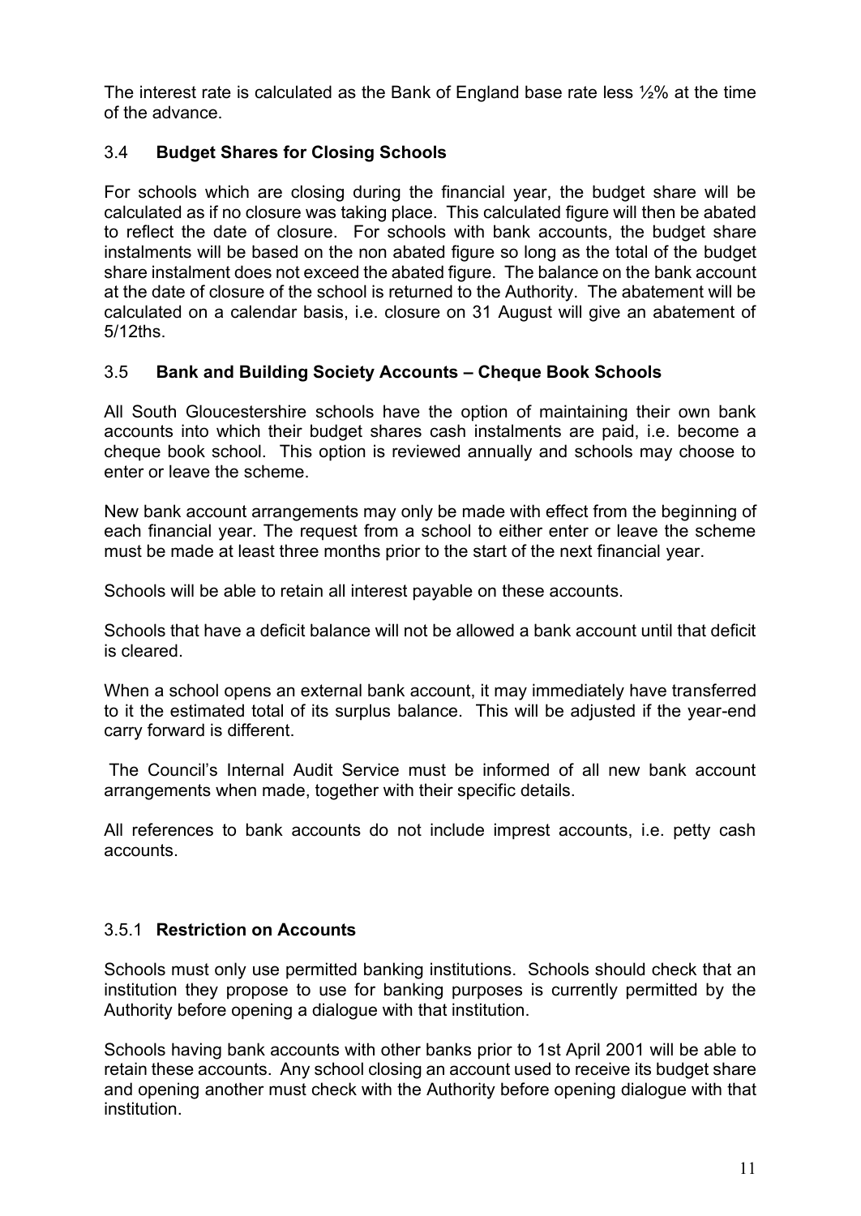The interest rate is calculated as the Bank of England base rate less ½% at the time of the advance.

### 3.4 **Budget Shares for Closing Schools**

For schools which are closing during the financial year, the budget share will be calculated as if no closure was taking place. This calculated figure will then be abated to reflect the date of closure. For schools with bank accounts, the budget share instalments will be based on the non abated figure so long as the total of the budget share instalment does not exceed the abated figure. The balance on the bank account at the date of closure of the school is returned to the Authority. The abatement will be calculated on a calendar basis, i.e. closure on 31 August will give an abatement of 5/12ths.

### 3.5 **Bank and Building Society Accounts – Cheque Book Schools**

All South Gloucestershire schools have the option of maintaining their own bank accounts into which their budget shares cash instalments are paid, i.e. become a cheque book school. This option is reviewed annually and schools may choose to enter or leave the scheme.

New bank account arrangements may only be made with effect from the beginning of each financial year. The request from a school to either enter or leave the scheme must be made at least three months prior to the start of the next financial year.

Schools will be able to retain all interest payable on these accounts.

Schools that have a deficit balance will not be allowed a bank account until that deficit is cleared.

When a school opens an external bank account, it may immediately have transferred to it the estimated total of its surplus balance. This will be adjusted if the year-end carry forward is different.

The Council's Internal Audit Service must be informed of all new bank account arrangements when made, together with their specific details.

All references to bank accounts do not include imprest accounts, i.e. petty cash accounts.

#### 3.5.1 **Restriction on Accounts**

Schools must only use permitted banking institutions. Schools should check that an institution they propose to use for banking purposes is currently permitted by the Authority before opening a dialogue with that institution.

Schools having bank accounts with other banks prior to 1st April 2001 will be able to retain these accounts. Any school closing an account used to receive its budget share and opening another must check with the Authority before opening dialogue with that institution.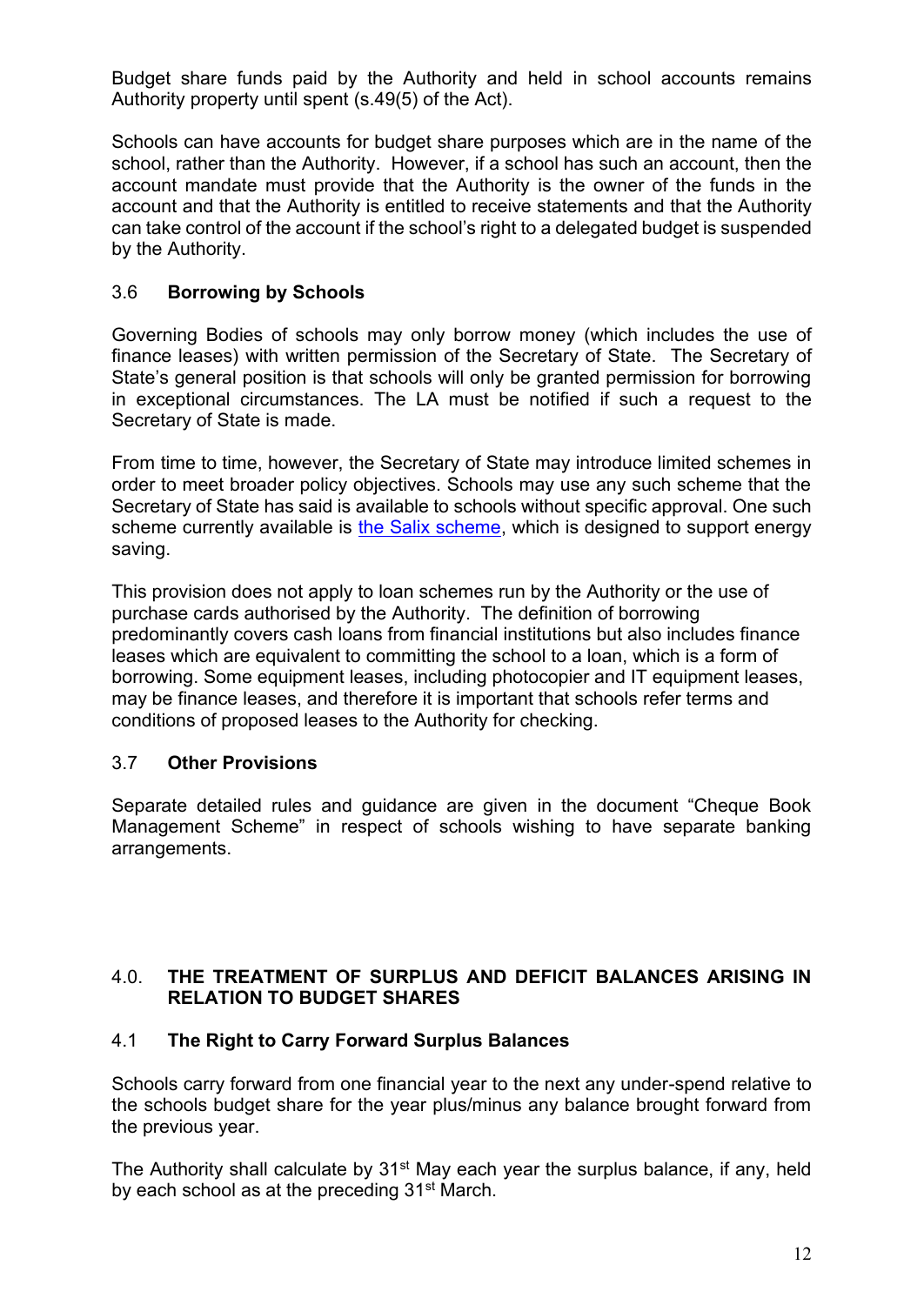Budget share funds paid by the Authority and held in school accounts remains Authority property until spent (s.49(5) of the Act).

Schools can have accounts for budget share purposes which are in the name of the school, rather than the Authority. However, if a school has such an account, then the account mandate must provide that the Authority is the owner of the funds in the account and that the Authority is entitled to receive statements and that the Authority can take control of the account if the school's right to a delegated budget is suspended by the Authority.

### 3.6 Borrowing by Schools

Governing Bodies of schools may only borrow money (which includes the use of finance leases) with written permission of the Secretary of State. The Secretary of State's general position is that schools will only be granted permission for borrowing in exceptional circumstances. The LA must be notified if such a request to the Secretary of State is made.

From time to time, however, the Secretary of State may introduce limited schemes in order to meet broader policy objectives. Schools may use any such scheme that the Secretary of State has said is available to schools without specific approval. One such scheme currently available is the Salix scheme, which is designed to support energy saving.

This provision does not apply to loan schemes run by the Authority or the use of purchase cards authorised by the Authority. The definition of borrowing predominantly covers cash loans from financial institutions but also includes finance leases which are equivalent to committing the school to a loan, which is a form of borrowing. Some equipment leases, including photocopier and IT equipment leases, may be finance leases, and therefore it is important that schools refer terms and conditions of proposed leases to the Authority for checking.

### 3.7 Other Provisions

Separate detailed rules and guidance are given in the document "Cheque Book Management Scheme" in respect of schools wishing to have separate banking arrangements.

## 4.0. THE TREATMENT OF SURPLUS AND DEFICIT BALANCES ARISING IN RELATION TO BUDGET SHARES

### 4.1 The Right to Carry Forward Surplus Balances

Schools carry forward from one financial year to the next any under-spend relative to the schools budget share for the year plus/minus any balance brought forward from the previous year.

The Authority shall calculate by 31st May each year the surplus balance, if any, held by each school as at the preceding 31st March.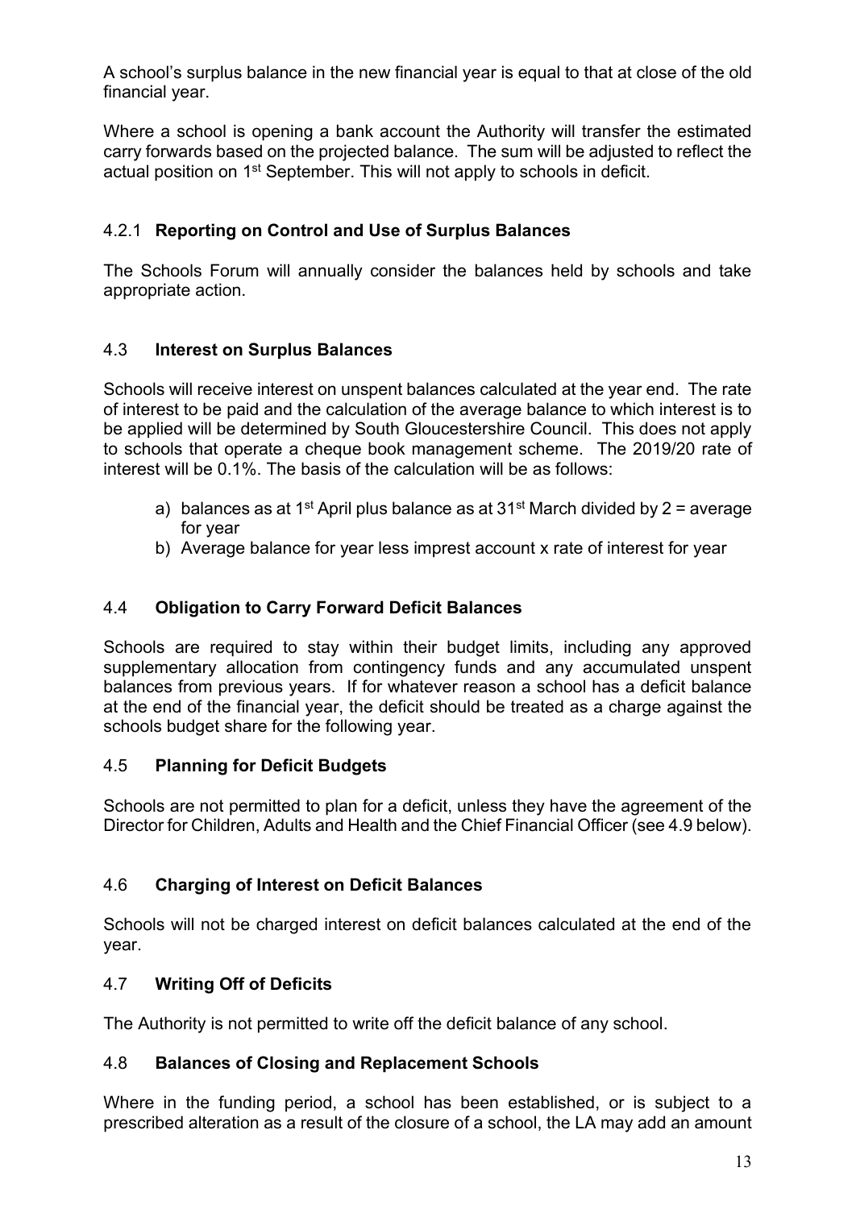A school's surplus balance in the new financial year is equal to that at close of the old financial year.

Where a school is opening a bank account the Authority will transfer the estimated carry forwards based on the projected balance. The sum will be adjusted to reflect the actual position on 1st September. This will not apply to schools in deficit.

### 4.2.1 **Reporting on Control and Use of Surplus Balances**

The Schools Forum will annually consider the balances held by schools and take appropriate action.

### 4.3 **Interest on Surplus Balances**

Schools will receive interest on unspent balances calculated at the year end. The rate of interest to be paid and the calculation of the average balance to which interest is to be applied will be determined by South Gloucestershire Council. This does not apply to schools that operate a cheque book management scheme. The 2019/20 rate of interest will be 0.1%. The basis of the calculation will be as follows:

a) balances as at 1st April plus balance as at 31st March divided by 2 = average for year
b) Average balance for year less imprest account x rate of interest for year

### 4.4 **Obligation to Carry Forward Deficit Balances**

Schools are required to stay within their budget limits, including any approved supplementary allocation from contingency funds and any accumulated unspent balances from previous years. If for whatever reason a school has a deficit balance at the end of the financial year, the deficit should be treated as a charge against the schools budget share for the following year.

### 4.5 **Planning for Deficit Budgets**

Schools are not permitted to plan for a deficit, unless they have the agreement of the Director for Children, Adults and Health and the Chief Financial Officer (see 4.9 below).

### 4.6 **Charging of Interest on Deficit Balances**

Schools will not be charged interest on deficit balances calculated at the end of the year.

### 4.7 **Writing Off of Deficits**

The Authority is not permitted to write off the deficit balance of any school.

### 4.8 **Balances of Closing and Replacement Schools**

Where in the funding period, a school has been established, or is subject to a prescribed alteration as a result of the closure of a school, the LA may add an amount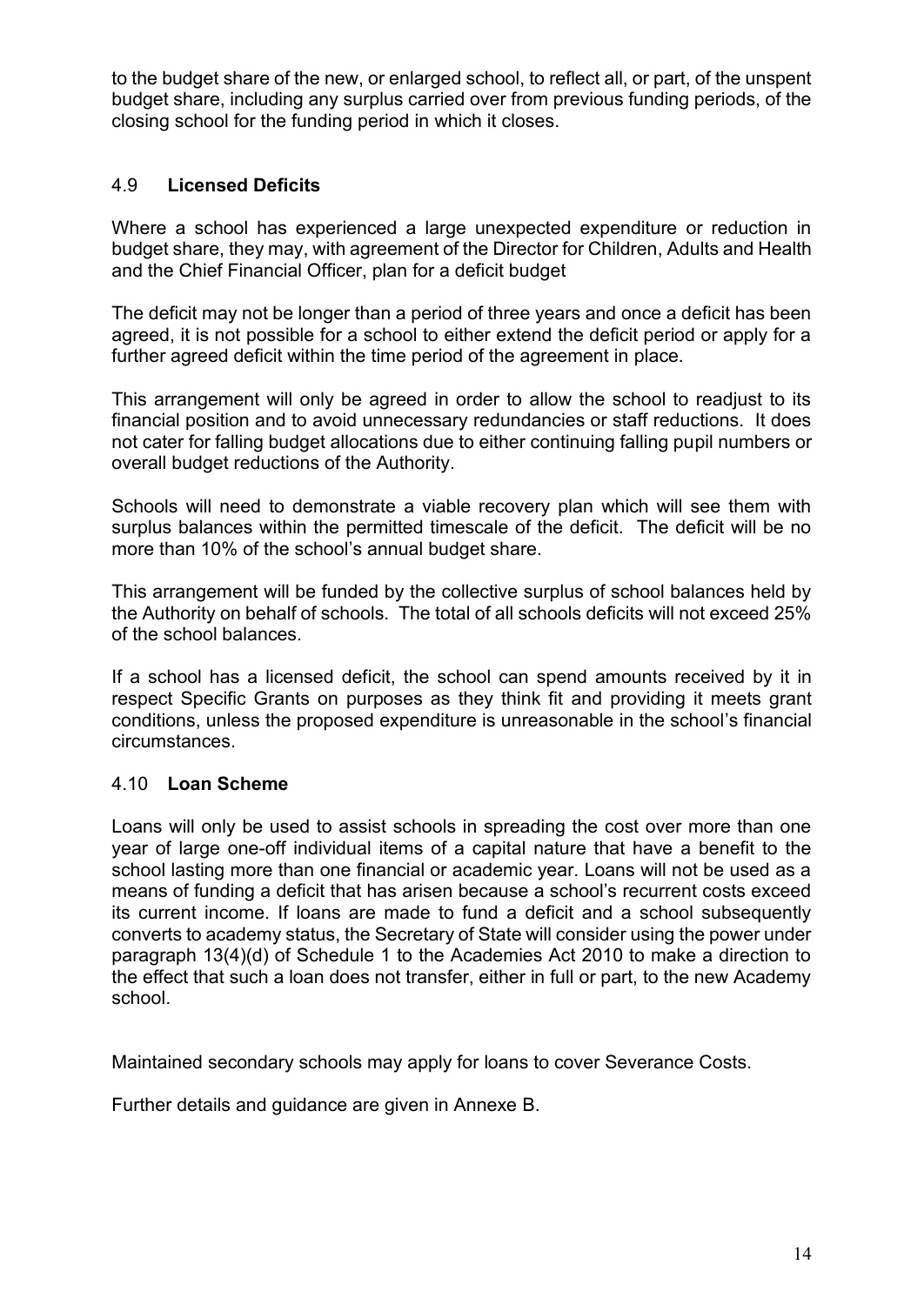to the budget share of the new, or enlarged school, to reflect all, or part, of the unspent budget share, including any surplus carried over from previous funding periods, of the closing school for the funding period in which it closes.

### 4.9 **Licensed Deficits**

Where a school has experienced a large unexpected expenditure or reduction in budget share, they may, with agreement of the Director for Children, Adults and Health and the Chief Financial Officer, plan for a deficit budget

The deficit may not be longer than a period of three years and once a deficit has been agreed, it is not possible for a school to either extend the deficit period or apply for a further agreed deficit within the time period of the agreement in place.

This arrangement will only be agreed in order to allow the school to readjust to its financial position and to avoid unnecessary redundancies or staff reductions. It does not cater for falling budget allocations due to either continuing falling pupil numbers or overall budget reductions of the Authority.

Schools will need to demonstrate a viable recovery plan which will see them with surplus balances within the permitted timescale of the deficit. The deficit will be no more than 10% of the school's annual budget share.

This arrangement will be funded by the collective surplus of school balances held by the Authority on behalf of schools. The total of all schools deficits will not exceed 25% of the school balances.

If a school has a licensed deficit, the school can spend amounts received by it in respect Specific Grants on purposes as they think fit and providing it meets grant conditions, unless the proposed expenditure is unreasonable in the school's financial circumstances.

### 4.10 **Loan Scheme**

Loans will only be used to assist schools in spreading the cost over more than one year of large one-off individual items of a capital nature that have a benefit to the school lasting more than one financial or academic year. Loans will not be used as a means of funding a deficit that has arisen because a school's recurrent costs exceed its current income. If loans are made to fund a deficit and a school subsequently converts to academy status, the Secretary of State will consider using the power under paragraph 13(4)(d) of Schedule 1 to the Academies Act 2010 to make a direction to the effect that such a loan does not transfer, either in full or part, to the new Academy school.

Maintained secondary schools may apply for loans to cover Severance Costs.

Further details and guidance are given in Annexe B.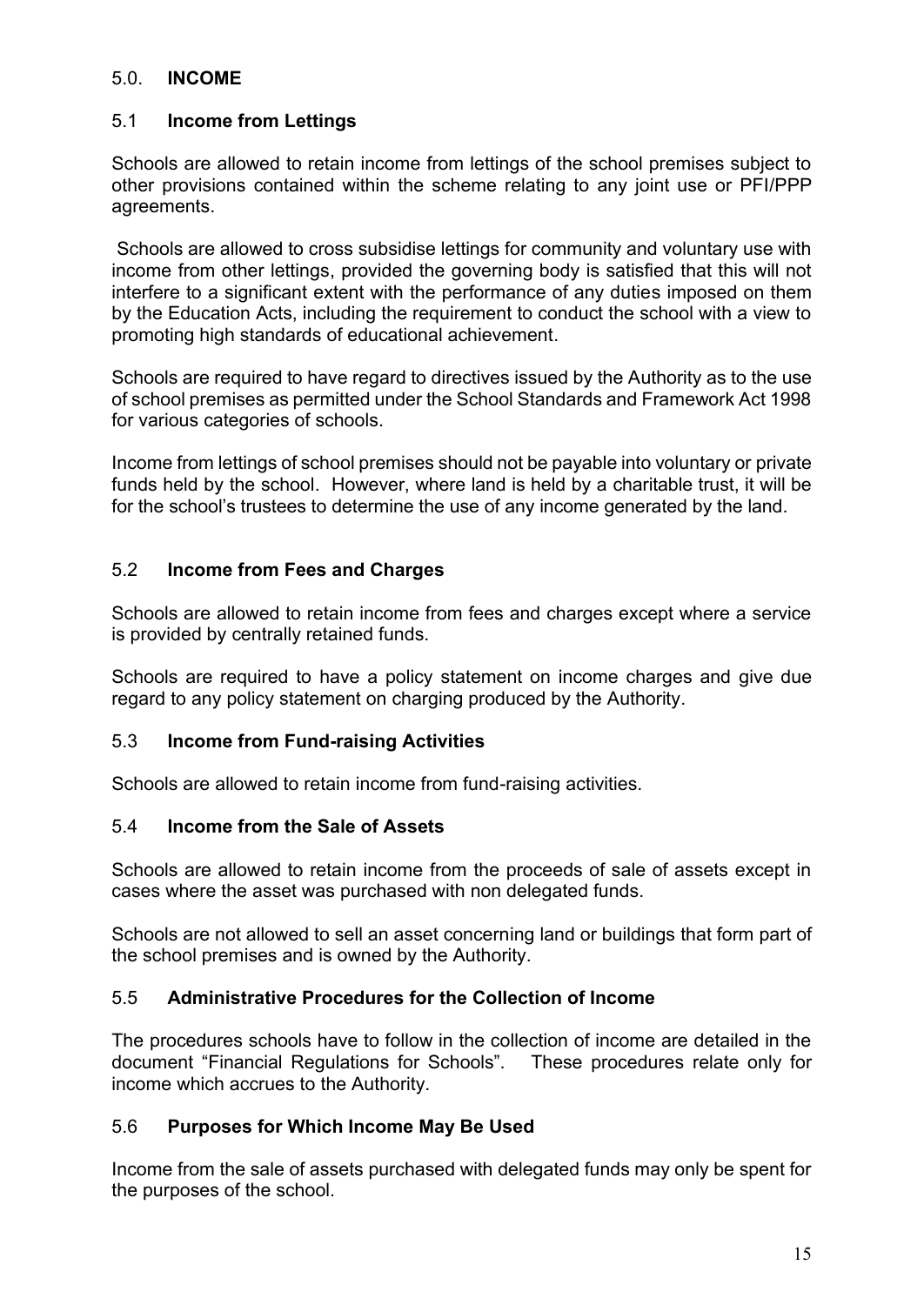## 5.0. INCOME

### 5.1 Income from Lettings

Schools are allowed to retain income from lettings of the school premises subject to other provisions contained within the scheme relating to any joint use or PFI/PPP agreements.

Schools are allowed to cross subsidise lettings for community and voluntary use with income from other lettings, provided the governing body is satisfied that this will not interfere to a significant extent with the performance of any duties imposed on them by the Education Acts, including the requirement to conduct the school with a view to promoting high standards of educational achievement.

Schools are required to have regard to directives issued by the Authority as to the use of school premises as permitted under the School Standards and Framework Act 1998 for various categories of schools.

Income from lettings of school premises should not be payable into voluntary or private funds held by the school. However, where land is held by a charitable trust, it will be for the school's trustees to determine the use of any income generated by the land.

### 5.2 Income from Fees and Charges

Schools are allowed to retain income from fees and charges except where a service is provided by centrally retained funds.

Schools are required to have a policy statement on income charges and give due regard to any policy statement on charging produced by the Authority.

### 5.3 Income from Fund-raising Activities

Schools are allowed to retain income from fund-raising activities.

### 5.4 Income from the Sale of Assets

Schools are allowed to retain income from the proceeds of sale of assets except in cases where the asset was purchased with non delegated funds.

Schools are not allowed to sell an asset concerning land or buildings that form part of the school premises and is owned by the Authority.

### 5.5 Administrative Procedures for the Collection of Income

The procedures schools have to follow in the collection of income are detailed in the document "Financial Regulations for Schools". These procedures relate only for income which accrues to the Authority.

### 5.6 Purposes for Which Income May Be Used

Income from the sale of assets purchased with delegated funds may only be spent for the purposes of the school.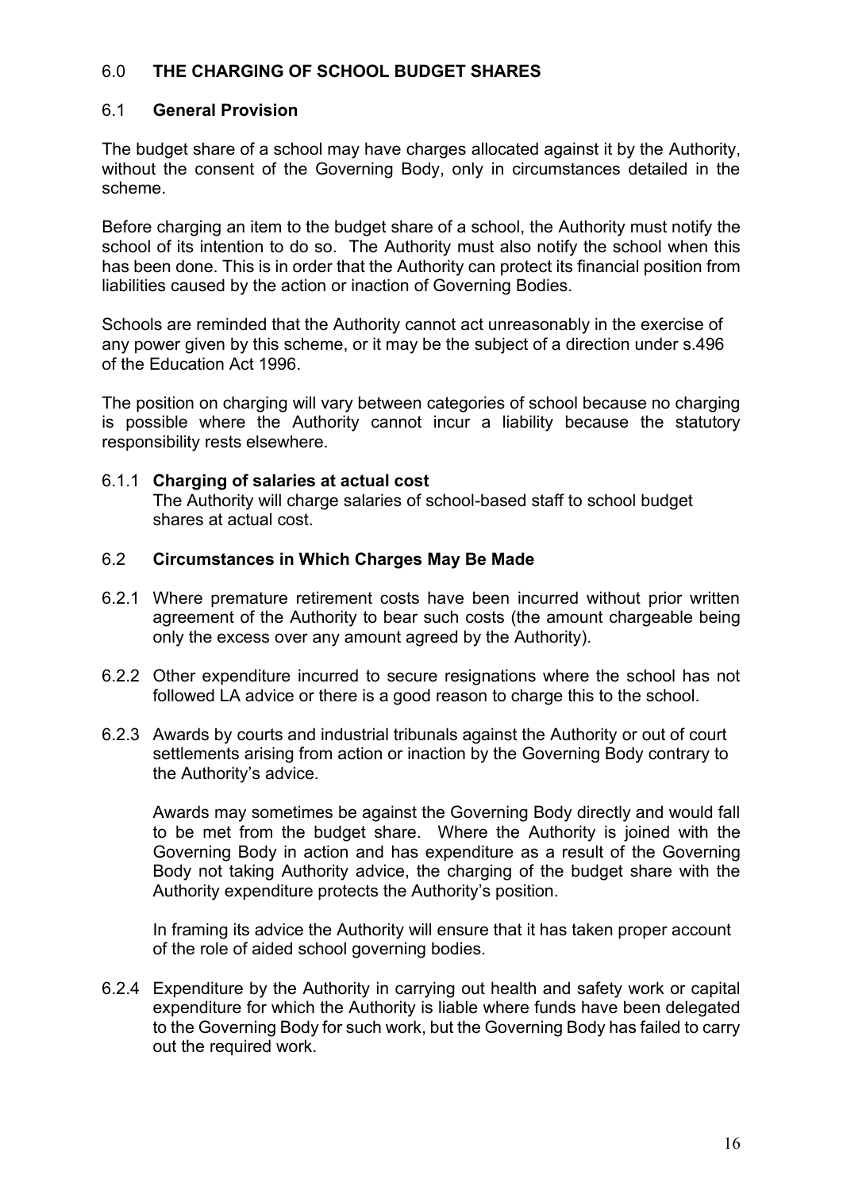## 6.0 THE CHARGING OF SCHOOL BUDGET SHARES

### 6.1 General Provision

The budget share of a school may have charges allocated against it by the Authority, without the consent of the Governing Body, only in circumstances detailed in the scheme.

Before charging an item to the budget share of a school, the Authority must notify the school of its intention to do so. The Authority must also notify the school when this has been done. This is in order that the Authority can protect its financial position from liabilities caused by the action or inaction of Governing Bodies.

Schools are reminded that the Authority cannot act unreasonably in the exercise of any power given by this scheme, or it may be the subject of a direction under s.496 of the Education Act 1996.

The position on charging will vary between categories of school because no charging is possible where the Authority cannot incur a liability because the statutory responsibility rests elsewhere.

#### 6.1.1 Charging of salaries at actual cost

The Authority will charge salaries of school-based staff to school budget shares at actual cost.

### 6.2 Circumstances in Which Charges May Be Made

6.2.1 Where premature retirement costs have been incurred without prior written agreement of the Authority to bear such costs (the amount chargeable being only the excess over any amount agreed by the Authority).

6.2.2 Other expenditure incurred to secure resignations where the school has not followed LA advice or there is a good reason to charge this to the school.

6.2.3 Awards by courts and industrial tribunals against the Authority or out of court settlements arising from action or inaction by the Governing Body contrary to the Authority's advice.

Awards may sometimes be against the Governing Body directly and would fall to be met from the budget share. Where the Authority is joined with the Governing Body in action and has expenditure as a result of the Governing Body not taking Authority advice, the charging of the budget share with the Authority expenditure protects the Authority's position.

In framing its advice the Authority will ensure that it has taken proper account of the role of aided school governing bodies.

6.2.4 Expenditure by the Authority in carrying out health and safety work or capital expenditure for which the Authority is liable where funds have been delegated to the Governing Body for such work, but the Governing Body has failed to carry out the required work.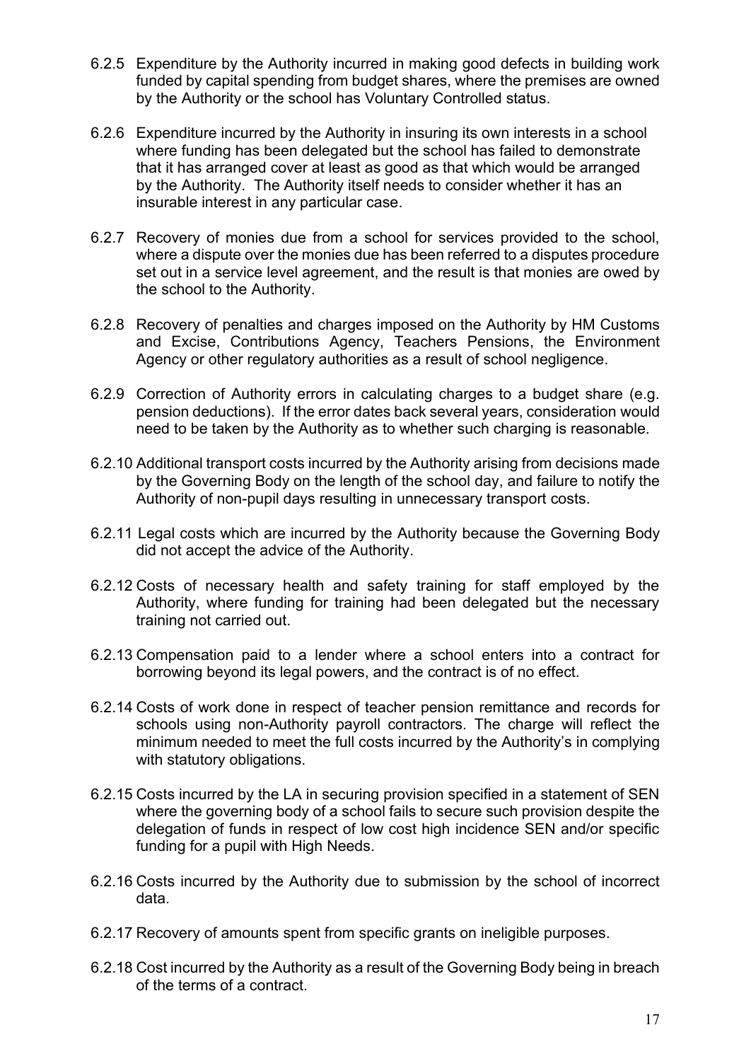6.2.5 Expenditure by the Authority incurred in making good defects in building work funded by capital spending from budget shares, where the premises are owned by the Authority or the school has Voluntary Controlled status.

6.2.6 Expenditure incurred by the Authority in insuring its own interests in a school where funding has been delegated but the school has failed to demonstrate that it has arranged cover at least as good as that which would be arranged by the Authority. The Authority itself needs to consider whether it has an insurable interest in any particular case.

6.2.7 Recovery of monies due from a school for services provided to the school, where a dispute over the monies due has been referred to a disputes procedure set out in a service level agreement, and the result is that monies are owed by the school to the Authority.

6.2.8 Recovery of penalties and charges imposed on the Authority by HM Customs and Excise, Contributions Agency, Teachers Pensions, the Environment Agency or other regulatory authorities as a result of school negligence.

6.2.9 Correction of Authority errors in calculating charges to a budget share (e.g. pension deductions). If the error dates back several years, consideration would need to be taken by the Authority as to whether such charging is reasonable.

6.2.10 Additional transport costs incurred by the Authority arising from decisions made by the Governing Body on the length of the school day, and failure to notify the Authority of non-pupil days resulting in unnecessary transport costs.

6.2.11 Legal costs which are incurred by the Authority because the Governing Body did not accept the advice of the Authority.

6.2.12 Costs of necessary health and safety training for staff employed by the Authority, where funding for training had been delegated but the necessary training not carried out.

6.2.13 Compensation paid to a lender where a school enters into a contract for borrowing beyond its legal powers, and the contract is of no effect.

6.2.14 Costs of work done in respect of teacher pension remittance and records for schools using non-Authority payroll contractors. The charge will reflect the minimum needed to meet the full costs incurred by the Authority's in complying with statutory obligations.

6.2.15 Costs incurred by the LA in securing provision specified in a statement of SEN where the governing body of a school fails to secure such provision despite the delegation of funds in respect of low cost high incidence SEN and/or specific funding for a pupil with High Needs.

6.2.16 Costs incurred by the Authority due to submission by the school of incorrect data.

6.2.17 Recovery of amounts spent from specific grants on ineligible purposes.

6.2.18 Cost incurred by the Authority as a result of the Governing Body being in breach of the terms of a contract.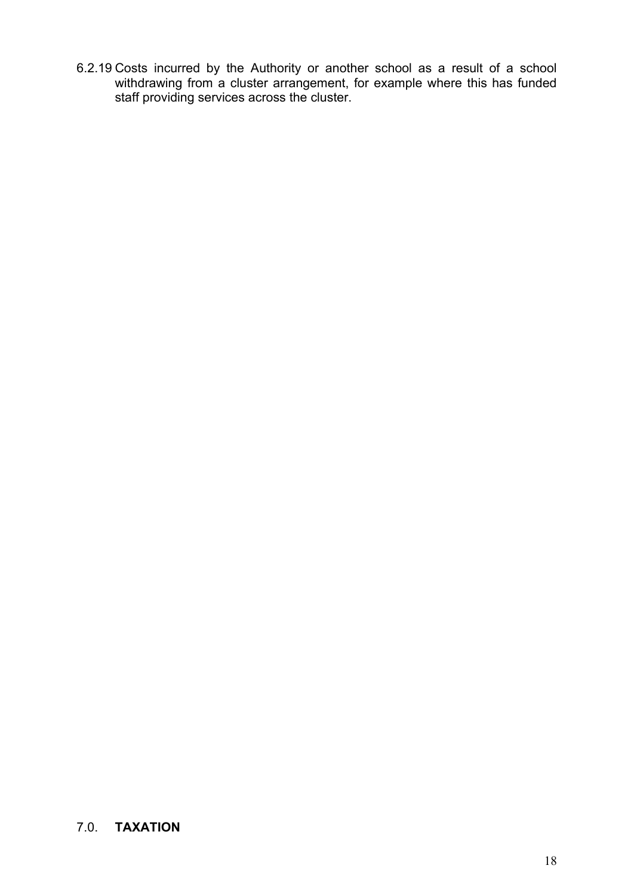6.2.19 Costs incurred by the Authority or another school as a result of a school withdrawing from a cluster arrangement, for example where this has funded staff providing services across the cluster.

## 7.0. **TAXATION**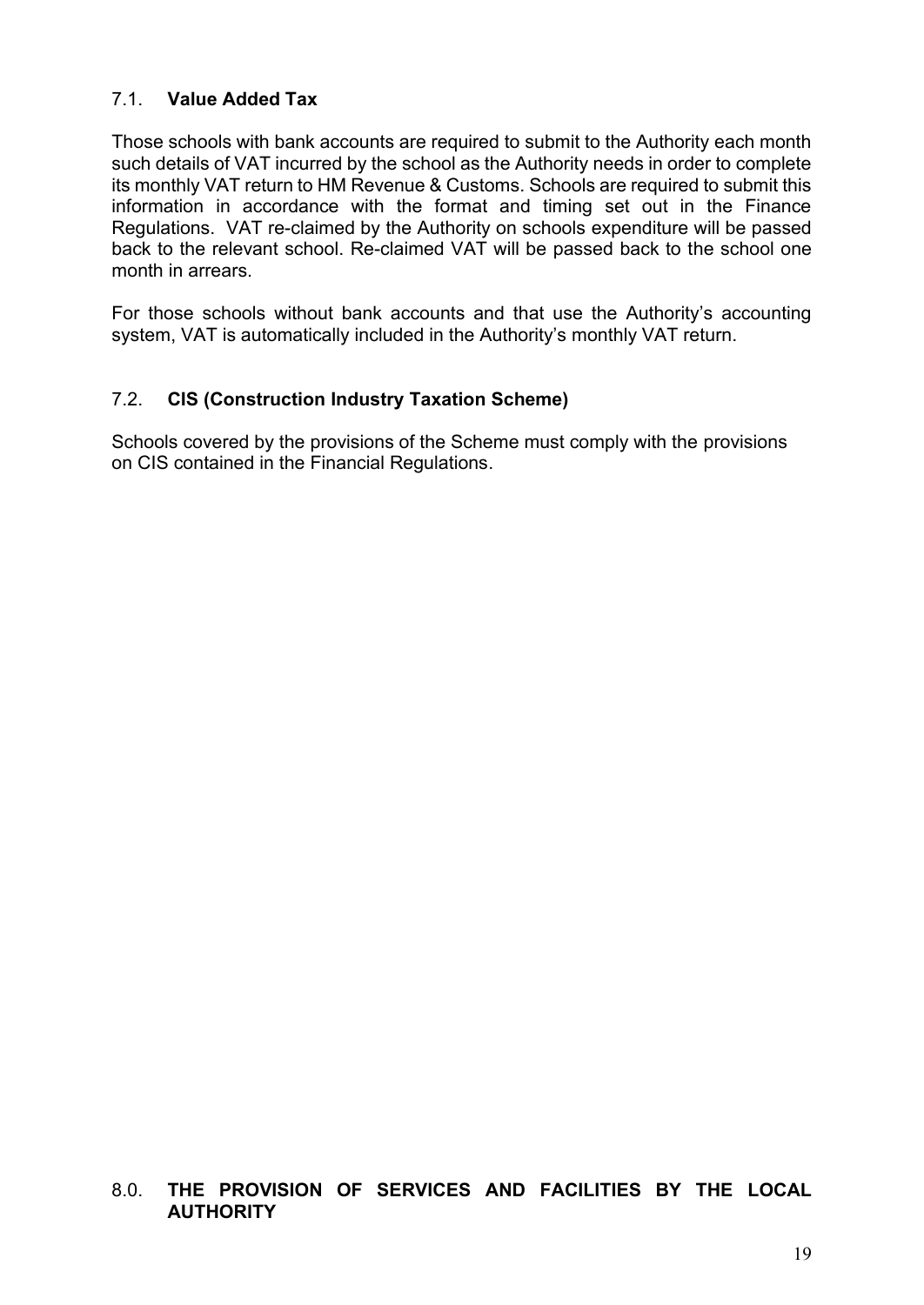### 7.1. **Value Added Tax**

Those schools with bank accounts are required to submit to the Authority each month such details of VAT incurred by the school as the Authority needs in order to complete its monthly VAT return to HM Revenue & Customs. Schools are required to submit this information in accordance with the format and timing set out in the Finance Regulations. VAT re-claimed by the Authority on schools expenditure will be passed back to the relevant school. Re-claimed VAT will be passed back to the school one month in arrears.

For those schools without bank accounts and that use the Authority's accounting system, VAT is automatically included in the Authority's monthly VAT return.

### 7.2. **CIS (Construction Industry Taxation Scheme)**

Schools covered by the provisions of the Scheme must comply with the provisions on CIS contained in the Financial Regulations.

## 8.0. **THE PROVISION OF SERVICES AND FACILITIES BY THE LOCAL AUTHORITY**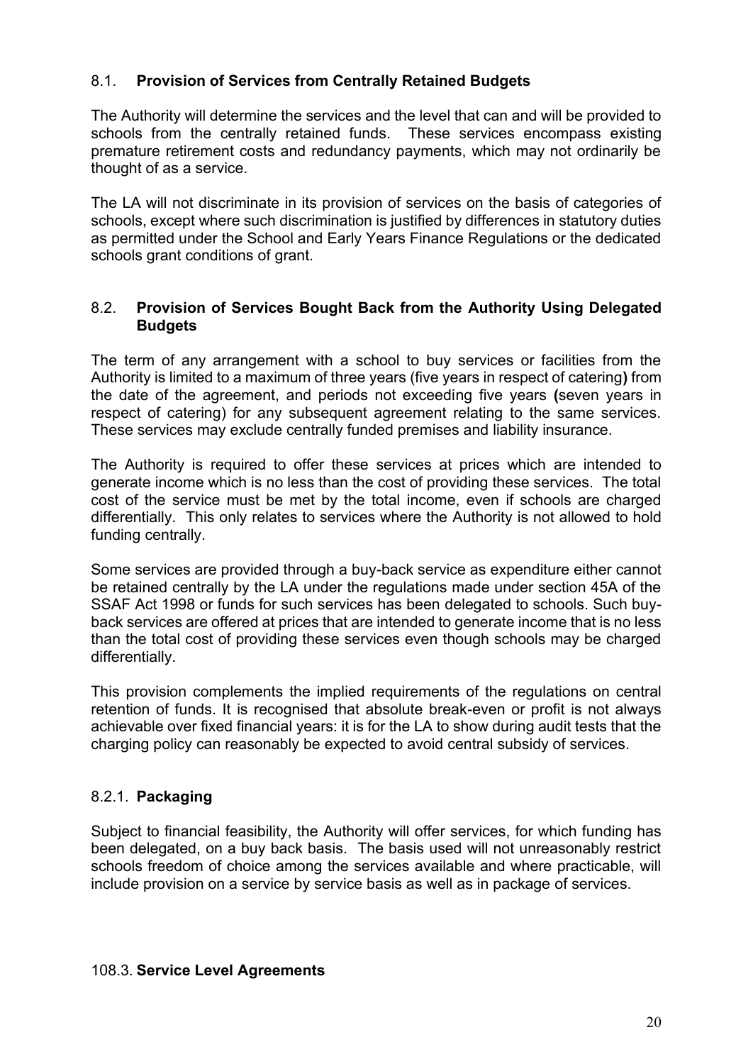## 8.1. **Provision of Services from Centrally Retained Budgets**

The Authority will determine the services and the level that can and will be provided to schools from the centrally retained funds. These services encompass existing premature retirement costs and redundancy payments, which may not ordinarily be thought of as a service.

The LA will not discriminate in its provision of services on the basis of categories of schools, except where such discrimination is justified by differences in statutory duties as permitted under the School and Early Years Finance Regulations or the dedicated schools grant conditions of grant.

## 8.2. **Provision of Services Bought Back from the Authority Using Delegated Budgets**

The term of any arrangement with a school to buy services or facilities from the Authority is limited to a maximum of three years (five years in respect of catering**)** from the date of the agreement, and periods not exceeding five years **(**seven years in respect of catering) for any subsequent agreement relating to the same services. These services may exclude centrally funded premises and liability insurance.

The Authority is required to offer these services at prices which are intended to generate income which is no less than the cost of providing these services. The total cost of the service must be met by the total income, even if schools are charged differentially. This only relates to services where the Authority is not allowed to hold funding centrally.

Some services are provided through a buy-back service as expenditure either cannot be retained centrally by the LA under the regulations made under section 45A of the SSAF Act 1998 or funds for such services has been delegated to schools. Such buy-back services are offered at prices that are intended to generate income that is no less than the total cost of providing these services even though schools may be charged differentially.

This provision complements the implied requirements of the regulations on central retention of funds. It is recognised that absolute break-even or profit is not always achievable over fixed financial years: it is for the LA to show during audit tests that the charging policy can reasonably be expected to avoid central subsidy of services.

### 8.2.1. **Packaging**

Subject to financial feasibility, the Authority will offer services, for which funding has been delegated, on a buy back basis. The basis used will not unreasonably restrict schools freedom of choice among the services available and where practicable, will include provision on a service by service basis as well as in package of services.

## 108.3. **Service Level Agreements**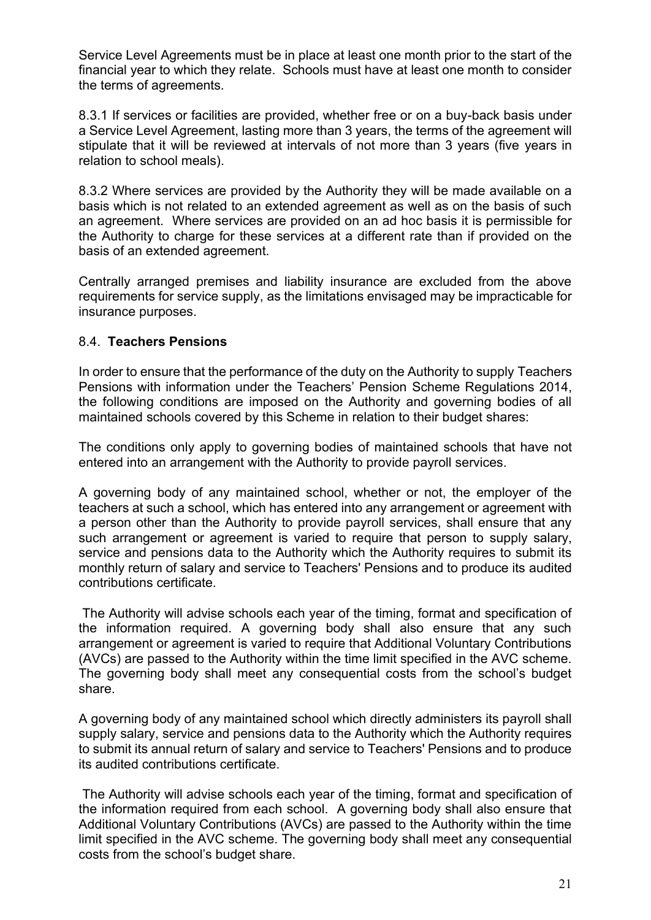Service Level Agreements must be in place at least one month prior to the start of the financial year to which they relate. Schools must have at least one month to consider the terms of agreements.

8.3.1 If services or facilities are provided, whether free or on a buy-back basis under a Service Level Agreement, lasting more than 3 years, the terms of the agreement will stipulate that it will be reviewed at intervals of not more than 3 years (five years in relation to school meals).

8.3.2 Where services are provided by the Authority they will be made available on a basis which is not related to an extended agreement as well as on the basis of such an agreement. Where services are provided on an ad hoc basis it is permissible for the Authority to charge for these services at a different rate than if provided on the basis of an extended agreement.

Centrally arranged premises and liability insurance are excluded from the above requirements for service supply, as the limitations envisaged may be impracticable for insurance purposes.

### 8.4. **Teachers Pensions**

In order to ensure that the performance of the duty on the Authority to supply Teachers Pensions with information under the Teachers' Pension Scheme Regulations 2014, the following conditions are imposed on the Authority and governing bodies of all maintained schools covered by this Scheme in relation to their budget shares:

The conditions only apply to governing bodies of maintained schools that have not entered into an arrangement with the Authority to provide payroll services.

A governing body of any maintained school, whether or not, the employer of the teachers at such a school, which has entered into any arrangement or agreement with a person other than the Authority to provide payroll services, shall ensure that any such arrangement or agreement is varied to require that person to supply salary, service and pensions data to the Authority which the Authority requires to submit its monthly return of salary and service to Teachers' Pensions and to produce its audited contributions certificate.

The Authority will advise schools each year of the timing, format and specification of the information required. A governing body shall also ensure that any such arrangement or agreement is varied to require that Additional Voluntary Contributions (AVCs) are passed to the Authority within the time limit specified in the AVC scheme. The governing body shall meet any consequential costs from the school's budget share.

A governing body of any maintained school which directly administers its payroll shall supply salary, service and pensions data to the Authority which the Authority requires to submit its annual return of salary and service to Teachers' Pensions and to produce its audited contributions certificate.

The Authority will advise schools each year of the timing, format and specification of the information required from each school. A governing body shall also ensure that Additional Voluntary Contributions (AVCs) are passed to the Authority within the time limit specified in the AVC scheme. The governing body shall meet any consequential costs from the school's budget share.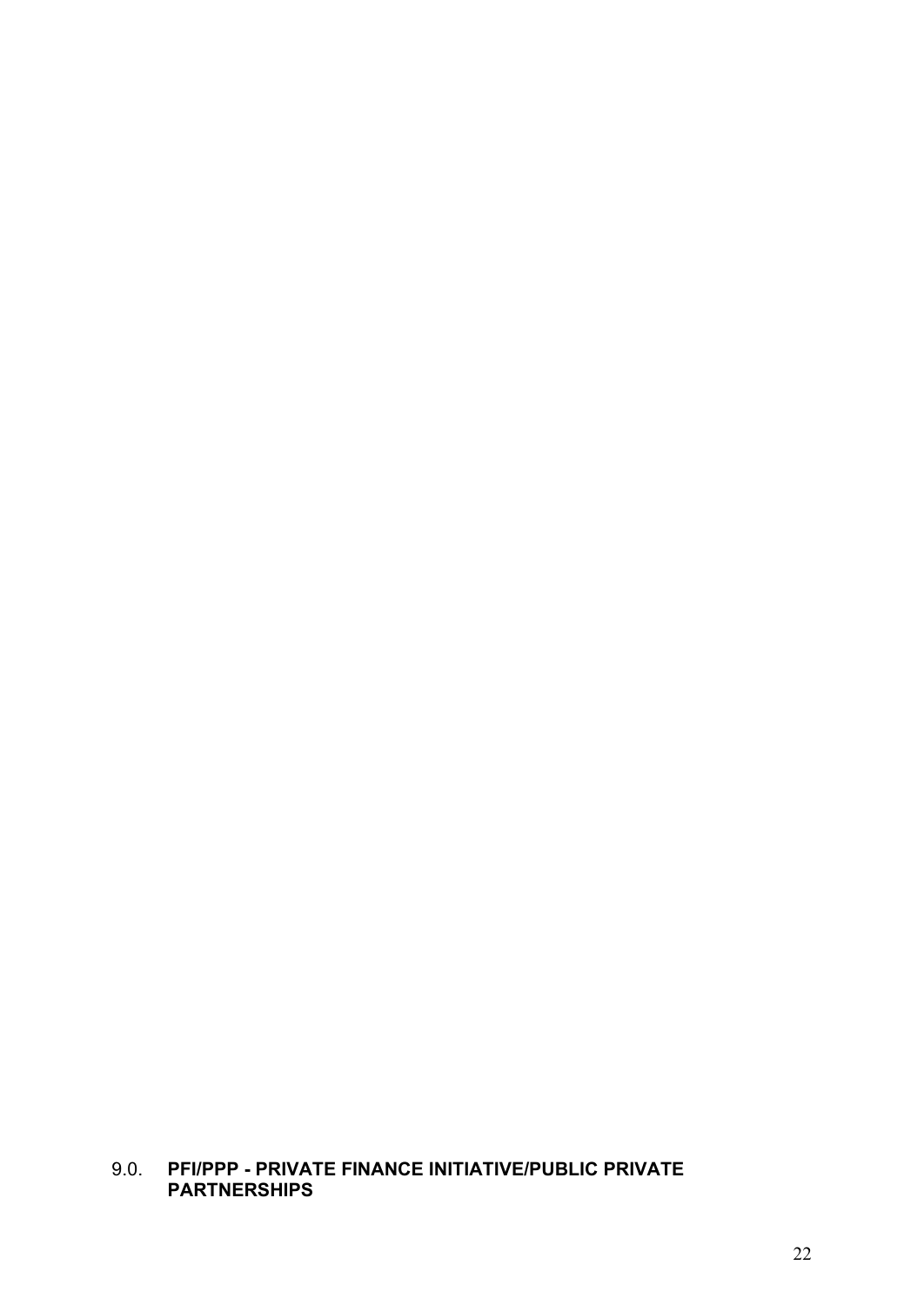## 9.0. PFI/PPP - PRIVATE FINANCE INITIATIVE/PUBLIC PRIVATE PARTNERSHIPS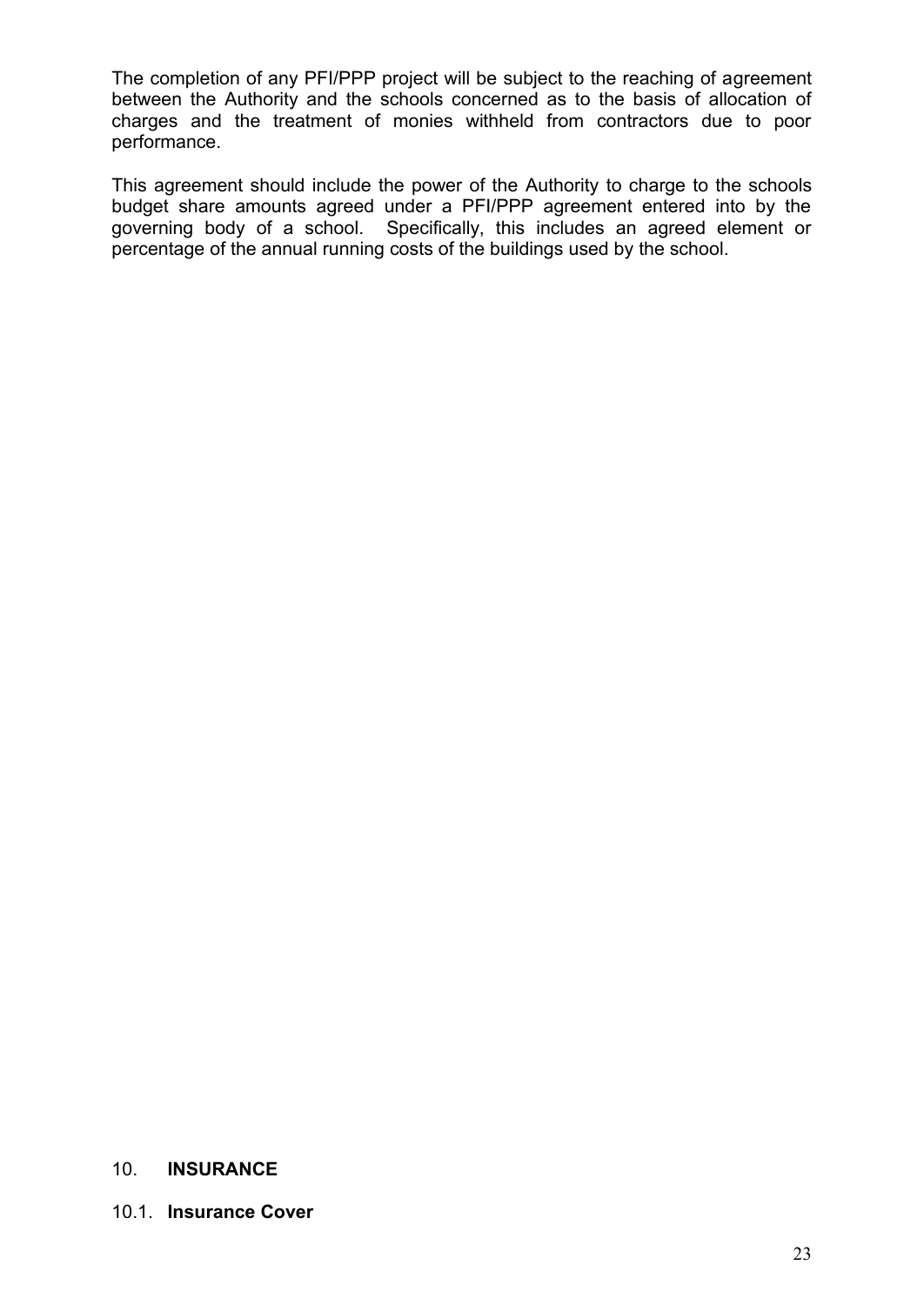The completion of any PFI/PPP project will be subject to the reaching of agreement between the Authority and the schools concerned as to the basis of allocation of charges and the treatment of monies withheld from contractors due to poor performance.

This agreement should include the power of the Authority to charge to the schools budget share amounts agreed under a PFI/PPP agreement entered into by the governing body of a school. Specifically, this includes an agreed element or percentage of the annual running costs of the buildings used by the school.

## 10. INSURANCE

### 10.1. Insurance Cover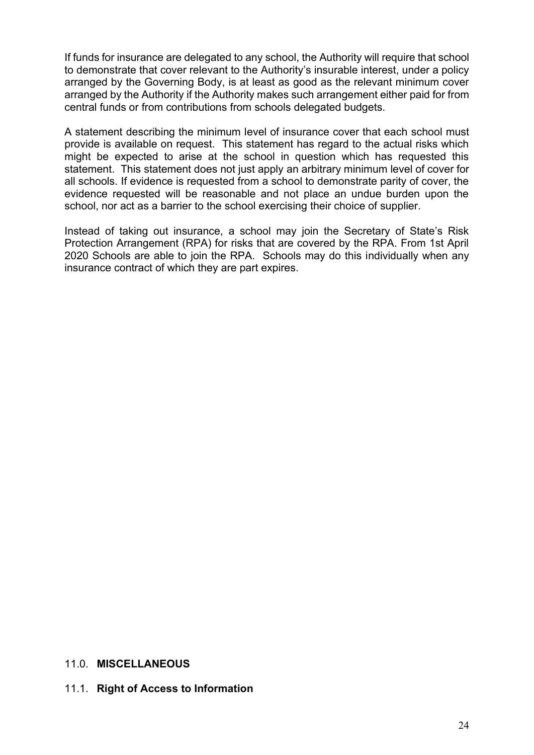If funds for insurance are delegated to any school, the Authority will require that school to demonstrate that cover relevant to the Authority's insurable interest, under a policy arranged by the Governing Body, is at least as good as the relevant minimum cover arranged by the Authority if the Authority makes such arrangement either paid for from central funds or from contributions from schools delegated budgets.

A statement describing the minimum level of insurance cover that each school must provide is available on request. This statement has regard to the actual risks which might be expected to arise at the school in question which has requested this statement. This statement does not just apply an arbitrary minimum level of cover for all schools. If evidence is requested from a school to demonstrate parity of cover, the evidence requested will be reasonable and not place an undue burden upon the school, nor act as a barrier to the school exercising their choice of supplier.

Instead of taking out insurance, a school may join the Secretary of State's Risk Protection Arrangement (RPA) for risks that are covered by the RPA. From 1st April 2020 Schools are able to join the RPA. Schools may do this individually when any insurance contract of which they are part expires.

## 11.0. **MISCELLANEOUS**

### 11.1. **Right of Access to Information**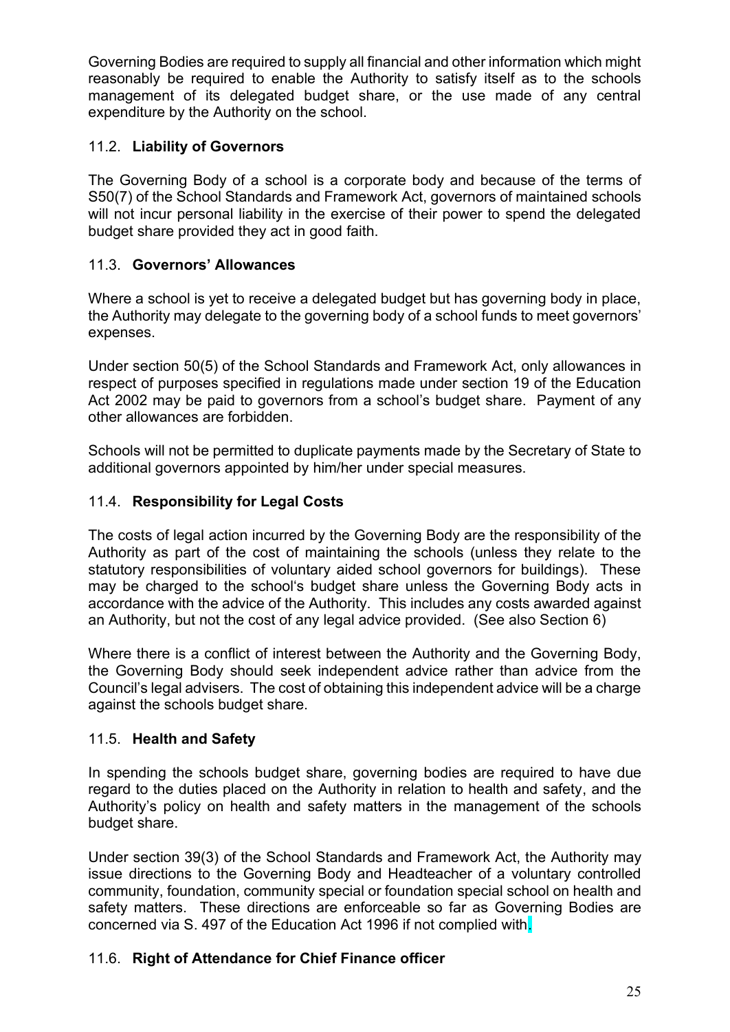Governing Bodies are required to supply all financial and other information which might reasonably be required to enable the Authority to satisfy itself as to the schools management of its delegated budget share, or the use made of any central expenditure by the Authority on the school.

### 11.2. **Liability of Governors**

The Governing Body of a school is a corporate body and because of the terms of S50(7) of the School Standards and Framework Act, governors of maintained schools will not incur personal liability in the exercise of their power to spend the delegated budget share provided they act in good faith.

### 11.3. **Governors' Allowances**

Where a school is yet to receive a delegated budget but has governing body in place, the Authority may delegate to the governing body of a school funds to meet governors' expenses.

Under section 50(5) of the School Standards and Framework Act, only allowances in respect of purposes specified in regulations made under section 19 of the Education Act 2002 may be paid to governors from a school's budget share. Payment of any other allowances are forbidden.

Schools will not be permitted to duplicate payments made by the Secretary of State to additional governors appointed by him/her under special measures.

### 11.4. **Responsibility for Legal Costs**

The costs of legal action incurred by the Governing Body are the responsibility of the Authority as part of the cost of maintaining the schools (unless they relate to the statutory responsibilities of voluntary aided school governors for buildings). These may be charged to the school's budget share unless the Governing Body acts in accordance with the advice of the Authority. This includes any costs awarded against an Authority, but not the cost of any legal advice provided. (See also Section 6)

Where there is a conflict of interest between the Authority and the Governing Body, the Governing Body should seek independent advice rather than advice from the Council's legal advisers. The cost of obtaining this independent advice will be a charge against the schools budget share.

### 11.5. **Health and Safety**

In spending the schools budget share, governing bodies are required to have due regard to the duties placed on the Authority in relation to health and safety, and the Authority's policy on health and safety matters in the management of the schools budget share.

Under section 39(3) of the School Standards and Framework Act, the Authority may issue directions to the Governing Body and Headteacher of a voluntary controlled community, foundation, community special or foundation special school on health and safety matters. These directions are enforceable so far as Governing Bodies are concerned via S. 497 of the Education Act 1996 if not complied with.

### 11.6. **Right of Attendance for Chief Finance officer**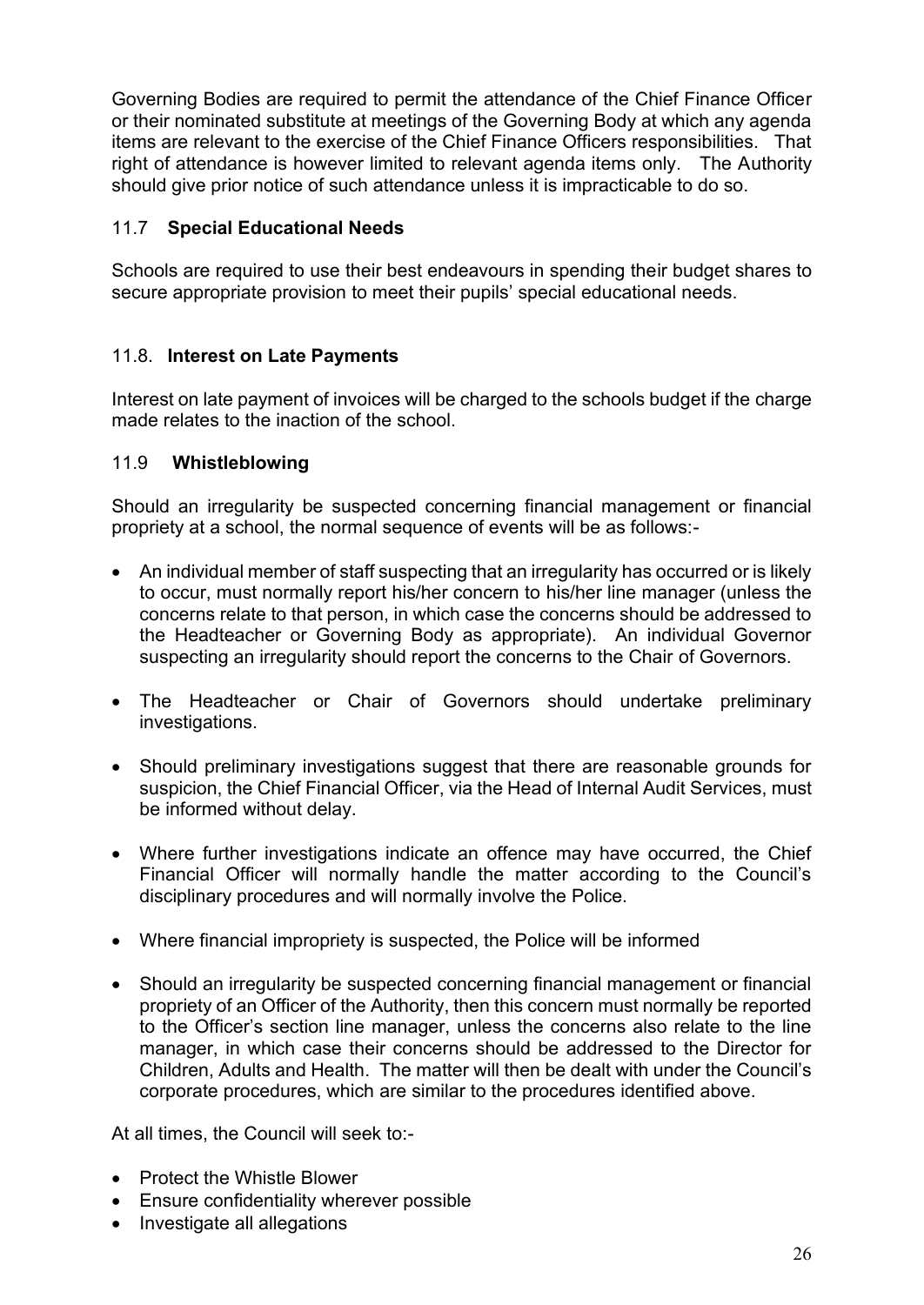Governing Bodies are required to permit the attendance of the Chief Finance Officer or their nominated substitute at meetings of the Governing Body at which any agenda items are relevant to the exercise of the Chief Finance Officers responsibilities. That right of attendance is however limited to relevant agenda items only. The Authority should give prior notice of such attendance unless it is impracticable to do so.

### 11.7 Special Educational Needs

Schools are required to use their best endeavours in spending their budget shares to secure appropriate provision to meet their pupils' special educational needs.

### 11.8. Interest on Late Payments

Interest on late payment of invoices will be charged to the schools budget if the charge made relates to the inaction of the school.

### 11.9 Whistleblowing

Should an irregularity be suspected concerning financial management or financial propriety at a school, the normal sequence of events will be as follows:-

- An individual member of staff suspecting that an irregularity has occurred or is likely to occur, must normally report his/her concern to his/her line manager (unless the concerns relate to that person, in which case the concerns should be addressed to the Headteacher or Governing Body as appropriate). An individual Governor suspecting an irregularity should report the concerns to the Chair of Governors.

- The Headteacher or Chair of Governors should undertake preliminary investigations.

- Should preliminary investigations suggest that there are reasonable grounds for suspicion, the Chief Financial Officer, via the Head of Internal Audit Services, must be informed without delay.

- Where further investigations indicate an offence may have occurred, the Chief Financial Officer will normally handle the matter according to the Council's disciplinary procedures and will normally involve the Police.

- Where financial impropriety is suspected, the Police will be informed

- Should an irregularity be suspected concerning financial management or financial propriety of an Officer of the Authority, then this concern must normally be reported to the Officer's section line manager, unless the concerns also relate to the line manager, in which case their concerns should be addressed to the Director for Children, Adults and Health. The matter will then be dealt with under the Council's corporate procedures, which are similar to the procedures identified above.

At all times, the Council will seek to:-

- Protect the Whistle Blower
- Ensure confidentiality wherever possible
- Investigate all allegations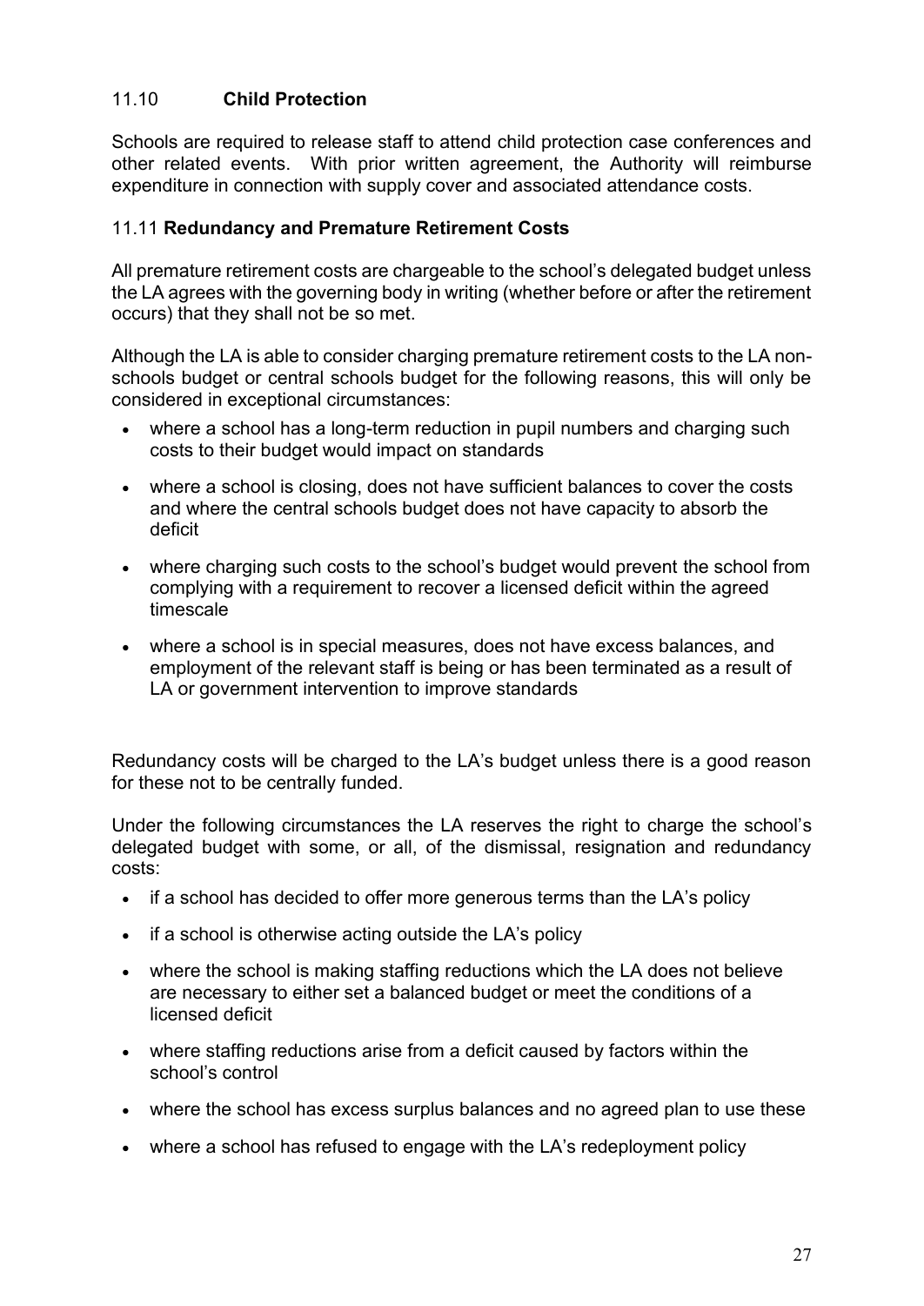### 11.10 **Child Protection**

Schools are required to release staff to attend child protection case conferences and other related events. With prior written agreement, the Authority will reimburse expenditure in connection with supply cover and associated attendance costs.

### 11.11 **Redundancy and Premature Retirement Costs**

All premature retirement costs are chargeable to the school's delegated budget unless the LA agrees with the governing body in writing (whether before or after the retirement occurs) that they shall not be so met.

Although the LA is able to consider charging premature retirement costs to the LA non-schools budget or central schools budget for the following reasons, this will only be considered in exceptional circumstances:

- where a school has a long-term reduction in pupil numbers and charging such costs to their budget would impact on standards
- where a school is closing, does not have sufficient balances to cover the costs and where the central schools budget does not have capacity to absorb the deficit
- where charging such costs to the school's budget would prevent the school from complying with a requirement to recover a licensed deficit within the agreed timescale
- where a school is in special measures, does not have excess balances, and employment of the relevant staff is being or has been terminated as a result of LA or government intervention to improve standards

Redundancy costs will be charged to the LA's budget unless there is a good reason for these not to be centrally funded.

Under the following circumstances the LA reserves the right to charge the school's delegated budget with some, or all, of the dismissal, resignation and redundancy costs:

- if a school has decided to offer more generous terms than the LA's policy
- if a school is otherwise acting outside the LA's policy
- where the school is making staffing reductions which the LA does not believe are necessary to either set a balanced budget or meet the conditions of a licensed deficit
- where staffing reductions arise from a deficit caused by factors within the school's control
- where the school has excess surplus balances and no agreed plan to use these
- where a school has refused to engage with the LA's redeployment policy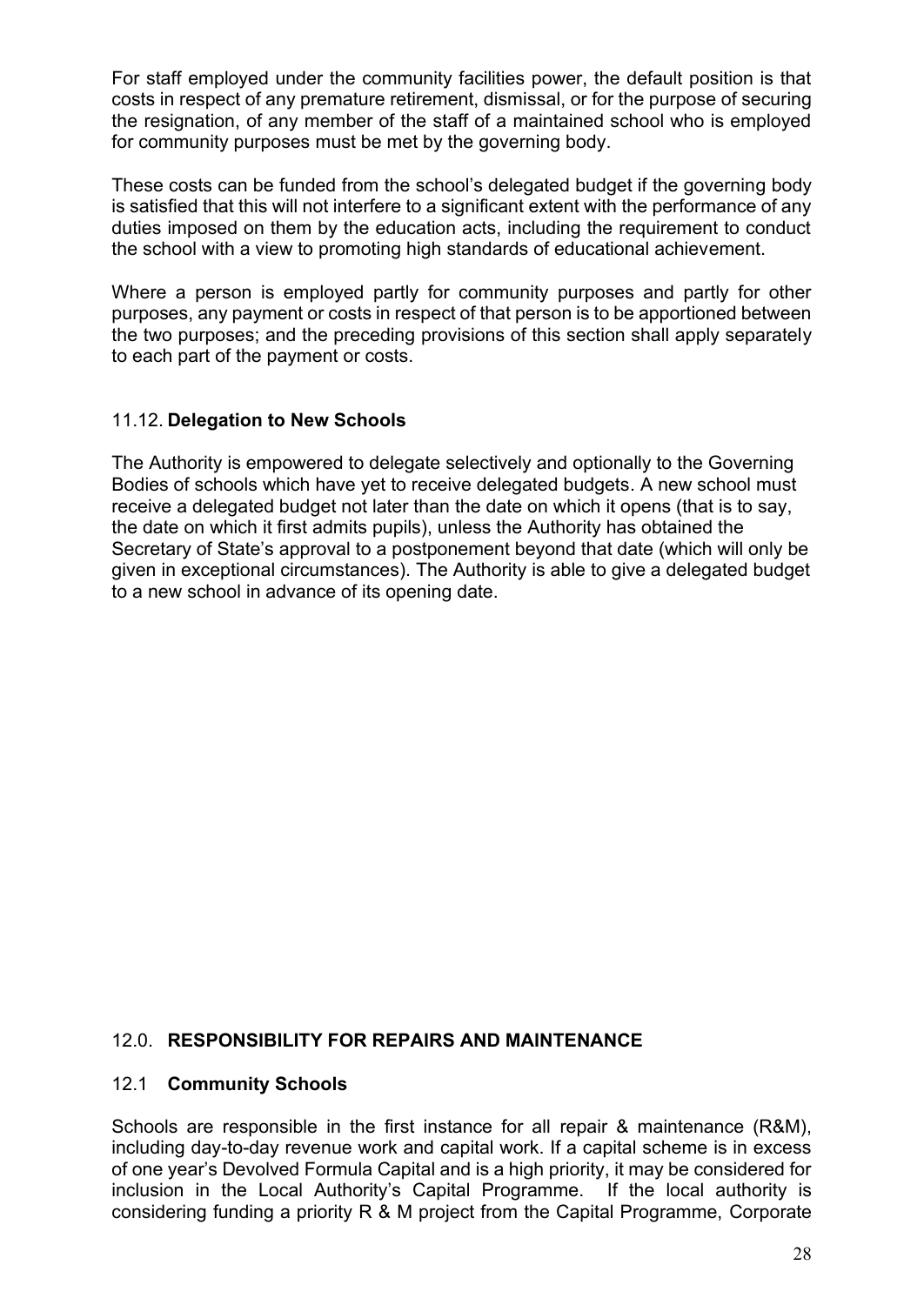For staff employed under the community facilities power, the default position is that costs in respect of any premature retirement, dismissal, or for the purpose of securing the resignation, of any member of the staff of a maintained school who is employed for community purposes must be met by the governing body.

These costs can be funded from the school's delegated budget if the governing body is satisfied that this will not interfere to a significant extent with the performance of any duties imposed on them by the education acts, including the requirement to conduct the school with a view to promoting high standards of educational achievement.

Where a person is employed partly for community purposes and partly for other purposes, any payment or costs in respect of that person is to be apportioned between the two purposes; and the preceding provisions of this section shall apply separately to each part of the payment or costs.

### 11.12. **Delegation to New Schools**

The Authority is empowered to delegate selectively and optionally to the Governing Bodies of schools which have yet to receive delegated budgets. A new school must receive a delegated budget not later than the date on which it opens (that is to say, the date on which it first admits pupils), unless the Authority has obtained the Secretary of State's approval to a postponement beyond that date (which will only be given in exceptional circumstances). The Authority is able to give a delegated budget to a new school in advance of its opening date.

## 12.0. **RESPONSIBILITY FOR REPAIRS AND MAINTENANCE**

### 12.1 **Community Schools**

Schools are responsible in the first instance for all repair & maintenance (R&M), including day-to-day revenue work and capital work. If a capital scheme is in excess of one year's Devolved Formula Capital and is a high priority, it may be considered for inclusion in the Local Authority's Capital Programme. If the local authority is considering funding a priority R & M project from the Capital Programme, Corporate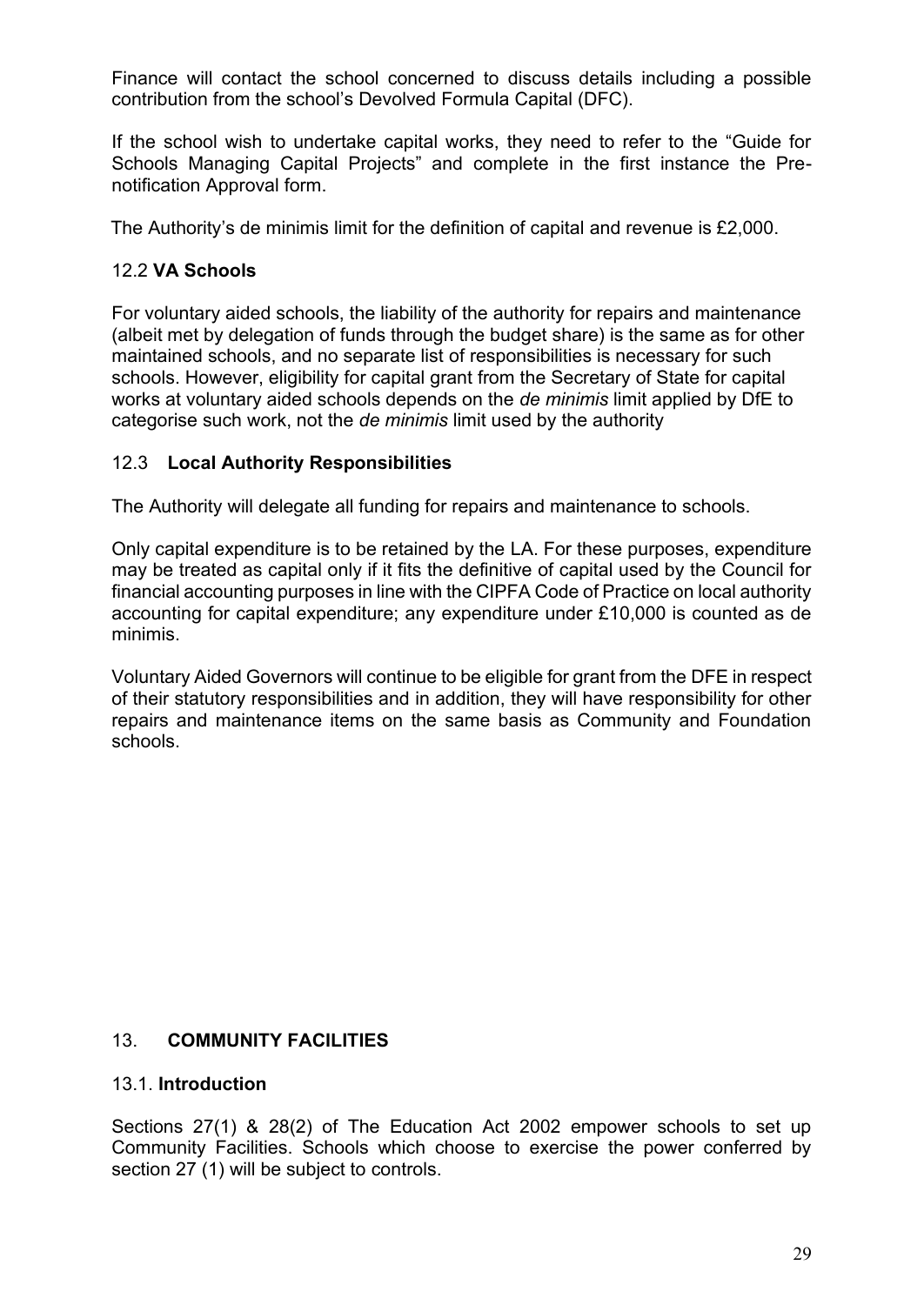Finance will contact the school concerned to discuss details including a possible contribution from the school's Devolved Formula Capital (DFC).

If the school wish to undertake capital works, they need to refer to the "Guide for Schools Managing Capital Projects" and complete in the first instance the Pre-notification Approval form.

The Authority's de minimis limit for the definition of capital and revenue is £2,000.

### 12.2 **VA Schools**

For voluntary aided schools, the liability of the authority for repairs and maintenance (albeit met by delegation of funds through the budget share) is the same as for other maintained schools, and no separate list of responsibilities is necessary for such schools. However, eligibility for capital grant from the Secretary of State for capital works at voluntary aided schools depends on the *de minimis* limit applied by DfE to categorise such work, not the *de minimis* limit used by the authority

### 12.3 **Local Authority Responsibilities**

The Authority will delegate all funding for repairs and maintenance to schools.

Only capital expenditure is to be retained by the LA. For these purposes, expenditure may be treated as capital only if it fits the definitive of capital used by the Council for financial accounting purposes in line with the CIPFA Code of Practice on local authority accounting for capital expenditure; any expenditure under £10,000 is counted as de minimis.

Voluntary Aided Governors will continue to be eligible for grant from the DFE in respect of their statutory responsibilities and in addition, they will have responsibility for other repairs and maintenance items on the same basis as Community and Foundation schools.

## 13. **COMMUNITY FACILITIES**

### 13.1. **Introduction**

Sections 27(1) & 28(2) of The Education Act 2002 empower schools to set up Community Facilities. Schools which choose to exercise the power conferred by section 27 (1) will be subject to controls.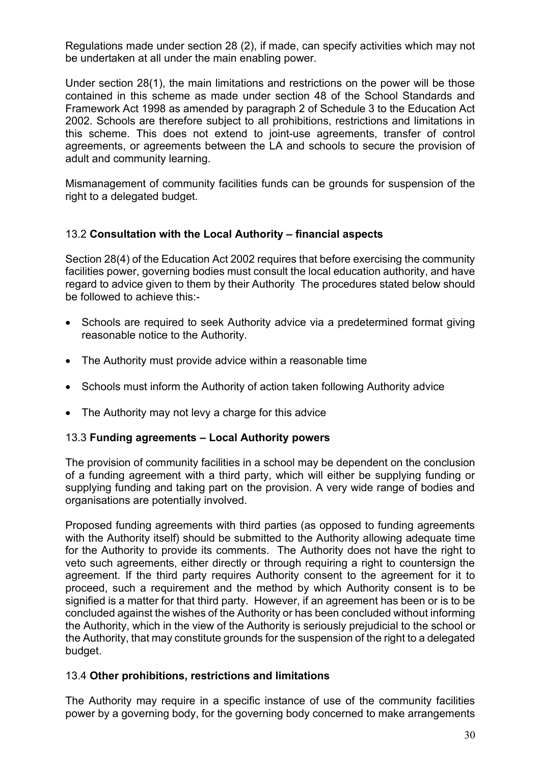Regulations made under section 28 (2), if made, can specify activities which may not be undertaken at all under the main enabling power.

Under section 28(1), the main limitations and restrictions on the power will be those contained in this scheme as made under section 48 of the School Standards and Framework Act 1998 as amended by paragraph 2 of Schedule 3 to the Education Act 2002. Schools are therefore subject to all prohibitions, restrictions and limitations in this scheme. This does not extend to joint-use agreements, transfer of control agreements, or agreements between the LA and schools to secure the provision of adult and community learning.

Mismanagement of community facilities funds can be grounds for suspension of the right to a delegated budget.

### 13.2 **Consultation with the Local Authority – financial aspects**

Section 28(4) of the Education Act 2002 requires that before exercising the community facilities power, governing bodies must consult the local education authority, and have regard to advice given to them by their Authority The procedures stated below should be followed to achieve this:-

- Schools are required to seek Authority advice via a predetermined format giving reasonable notice to the Authority.
- The Authority must provide advice within a reasonable time
- Schools must inform the Authority of action taken following Authority advice
- The Authority may not levy a charge for this advice

### 13.3 **Funding agreements – Local Authority powers**

The provision of community facilities in a school may be dependent on the conclusion of a funding agreement with a third party, which will either be supplying funding or supplying funding and taking part on the provision. A very wide range of bodies and organisations are potentially involved.

Proposed funding agreements with third parties (as opposed to funding agreements with the Authority itself) should be submitted to the Authority allowing adequate time for the Authority to provide its comments. The Authority does not have the right to veto such agreements, either directly or through requiring a right to countersign the agreement. If the third party requires Authority consent to the agreement for it to proceed, such a requirement and the method by which Authority consent is to be signified is a matter for that third party. However, if an agreement has been or is to be concluded against the wishes of the Authority or has been concluded without informing the Authority, which in the view of the Authority is seriously prejudicial to the school or the Authority, that may constitute grounds for the suspension of the right to a delegated budget.

### 13.4 **Other prohibitions, restrictions and limitations**

The Authority may require in a specific instance of use of the community facilities power by a governing body, for the governing body concerned to make arrangements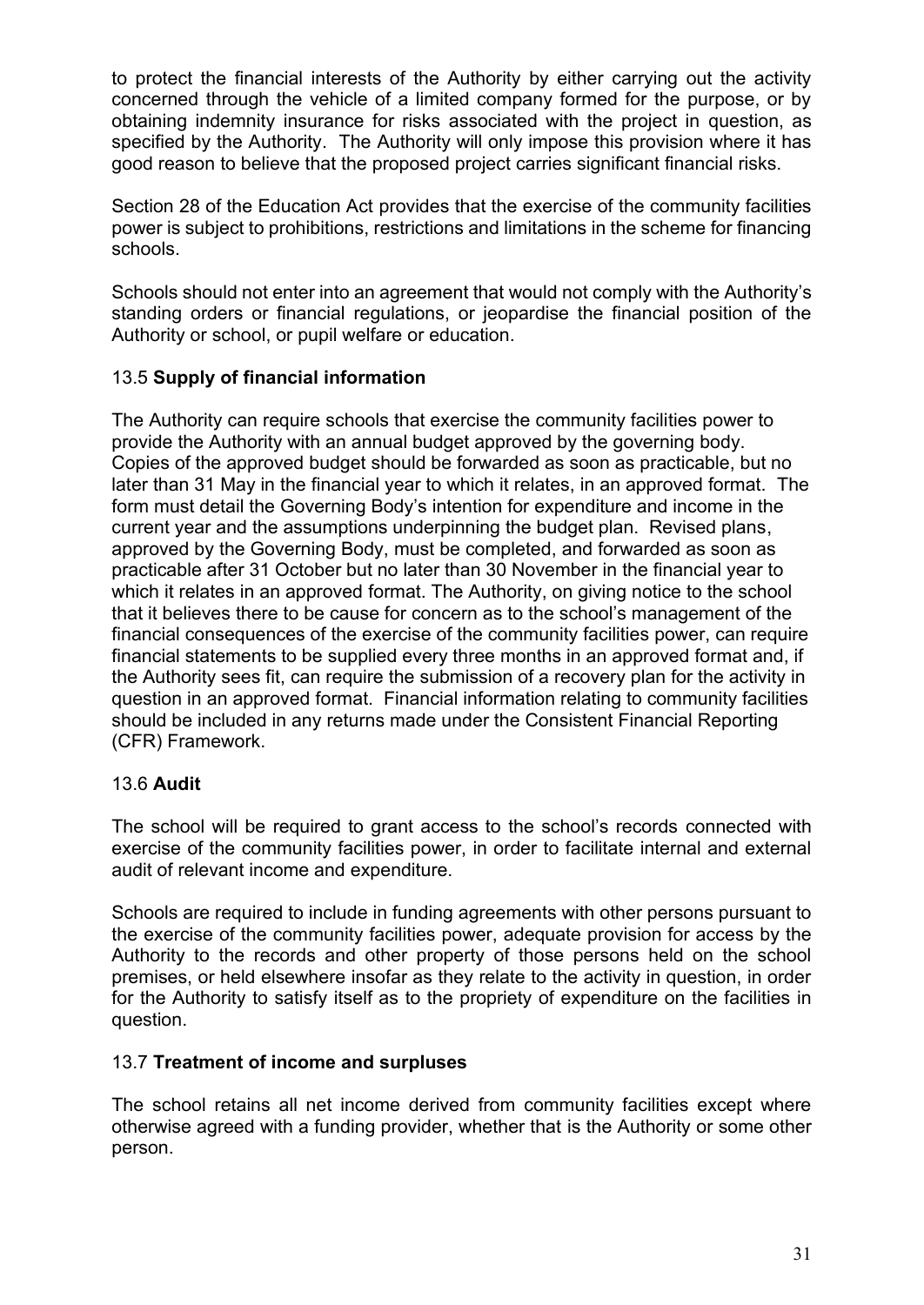to protect the financial interests of the Authority by either carrying out the activity concerned through the vehicle of a limited company formed for the purpose, or by obtaining indemnity insurance for risks associated with the project in question, as specified by the Authority. The Authority will only impose this provision where it has good reason to believe that the proposed project carries significant financial risks.

Section 28 of the Education Act provides that the exercise of the community facilities power is subject to prohibitions, restrictions and limitations in the scheme for financing schools.

Schools should not enter into an agreement that would not comply with the Authority's standing orders or financial regulations, or jeopardise the financial position of the Authority or school, or pupil welfare or education.

### 13.5 **Supply of financial information**

The Authority can require schools that exercise the community facilities power to provide the Authority with an annual budget approved by the governing body. Copies of the approved budget should be forwarded as soon as practicable, but no later than 31 May in the financial year to which it relates, in an approved format. The form must detail the Governing Body's intention for expenditure and income in the current year and the assumptions underpinning the budget plan. Revised plans, approved by the Governing Body, must be completed, and forwarded as soon as practicable after 31 October but no later than 30 November in the financial year to which it relates in an approved format. The Authority, on giving notice to the school that it believes there to be cause for concern as to the school's management of the financial consequences of the exercise of the community facilities power, can require financial statements to be supplied every three months in an approved format and, if the Authority sees fit, can require the submission of a recovery plan for the activity in question in an approved format. Financial information relating to community facilities should be included in any returns made under the Consistent Financial Reporting (CFR) Framework.

### 13.6 **Audit**

The school will be required to grant access to the school's records connected with exercise of the community facilities power, in order to facilitate internal and external audit of relevant income and expenditure.

Schools are required to include in funding agreements with other persons pursuant to the exercise of the community facilities power, adequate provision for access by the Authority to the records and other property of those persons held on the school premises, or held elsewhere insofar as they relate to the activity in question, in order for the Authority to satisfy itself as to the propriety of expenditure on the facilities in question.

### 13.7 **Treatment of income and surpluses**

The school retains all net income derived from community facilities except where otherwise agreed with a funding provider, whether that is the Authority or some other person.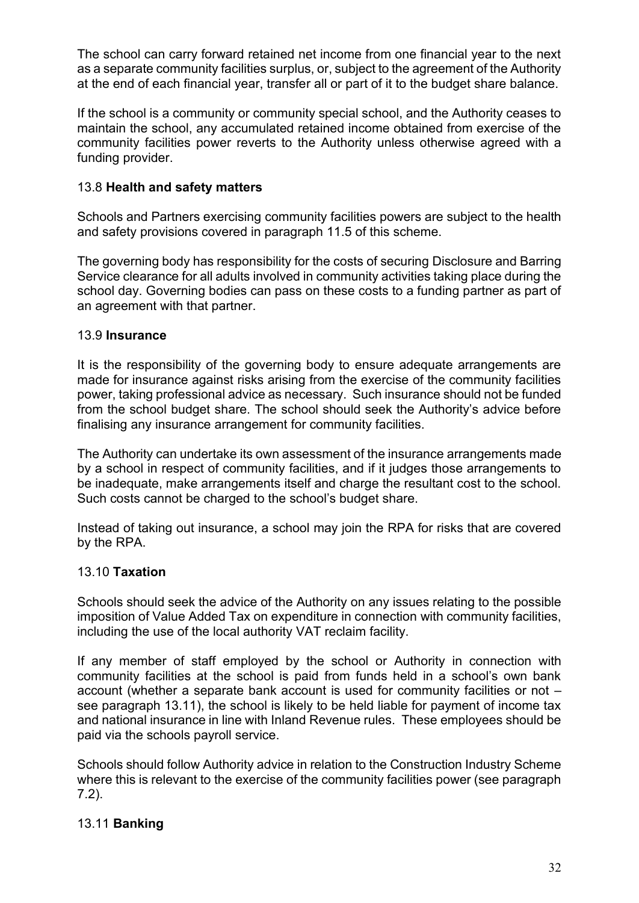The school can carry forward retained net income from one financial year to the next as a separate community facilities surplus, or, subject to the agreement of the Authority at the end of each financial year, transfer all or part of it to the budget share balance.

If the school is a community or community special school, and the Authority ceases to maintain the school, any accumulated retained income obtained from exercise of the community facilities power reverts to the Authority unless otherwise agreed with a funding provider.

### 13.8 **Health and safety matters**

Schools and Partners exercising community facilities powers are subject to the health and safety provisions covered in paragraph 11.5 of this scheme.

The governing body has responsibility for the costs of securing Disclosure and Barring Service clearance for all adults involved in community activities taking place during the school day. Governing bodies can pass on these costs to a funding partner as part of an agreement with that partner.

### 13.9 **Insurance**

It is the responsibility of the governing body to ensure adequate arrangements are made for insurance against risks arising from the exercise of the community facilities power, taking professional advice as necessary. Such insurance should not be funded from the school budget share. The school should seek the Authority's advice before finalising any insurance arrangement for community facilities.

The Authority can undertake its own assessment of the insurance arrangements made by a school in respect of community facilities, and if it judges those arrangements to be inadequate, make arrangements itself and charge the resultant cost to the school. Such costs cannot be charged to the school's budget share.

Instead of taking out insurance, a school may join the RPA for risks that are covered by the RPA.

### 13.10 **Taxation**

Schools should seek the advice of the Authority on any issues relating to the possible imposition of Value Added Tax on expenditure in connection with community facilities, including the use of the local authority VAT reclaim facility.

If any member of staff employed by the school or Authority in connection with community facilities at the school is paid from funds held in a school's own bank account (whether a separate bank account is used for community facilities or not – see paragraph 13.11), the school is likely to be held liable for payment of income tax and national insurance in line with Inland Revenue rules. These employees should be paid via the schools payroll service.

Schools should follow Authority advice in relation to the Construction Industry Scheme where this is relevant to the exercise of the community facilities power (see paragraph 7.2).

### 13.11 **Banking**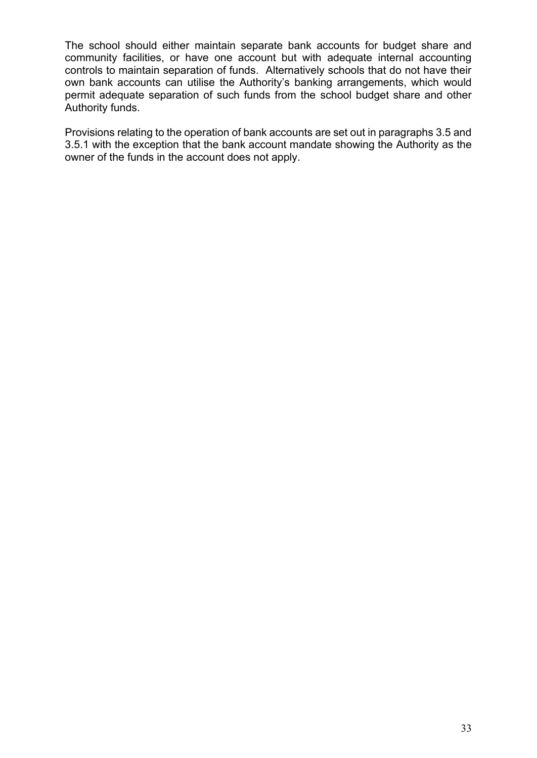The school should either maintain separate bank accounts for budget share and community facilities, or have one account but with adequate internal accounting controls to maintain separation of funds. Alternatively schools that do not have their own bank accounts can utilise the Authority's banking arrangements, which would permit adequate separation of such funds from the school budget share and other Authority funds.

Provisions relating to the operation of bank accounts are set out in paragraphs 3.5 and 3.5.1 with the exception that the bank account mandate showing the Authority as the owner of the funds in the account does not apply.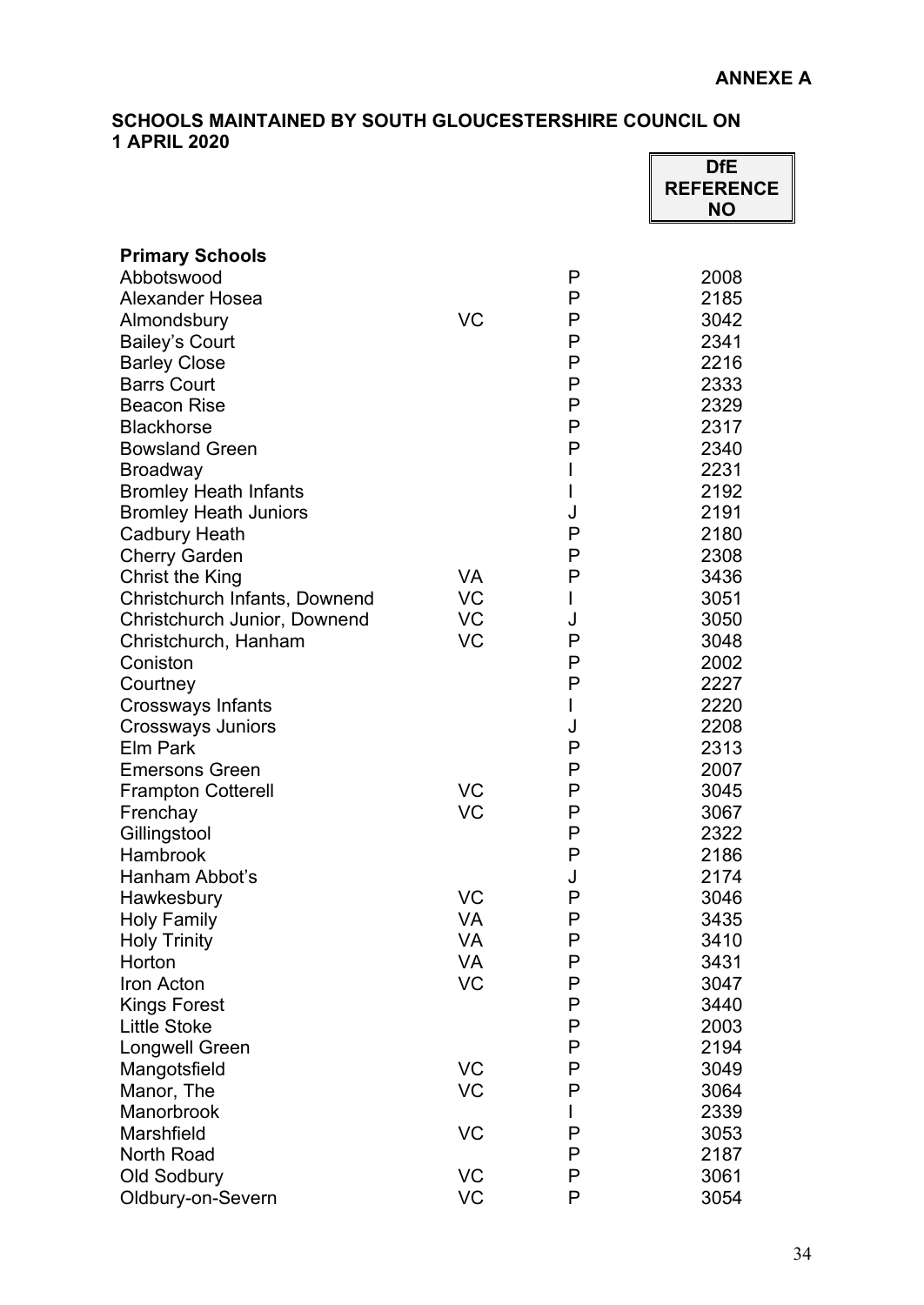**ANNEXE A**

## SCHOOLS MAINTAINED BY SOUTH GLOUCESTERSHIRE COUNCIL ON 1 APRIL 2020

| | | | DfE REFERENCE NO |
|---|---|---|---|
| **Primary Schools** | | | |
| Abbotswood | | P | 2008 |
| Alexander Hosea | | P | 2185 |
| Almondsbury | VC | P | 3042 |
| Bailey's Court | | P | 2341 |
| Barley Close | | P | 2216 |
| Barrs Court | | P | 2333 |
| Beacon Rise | | P | 2329 |
| Blackhorse | | P | 2317 |
| Bowsland Green | | P | 2340 |
| Broadway | | I | 2231 |
| Bromley Heath Infants | | I | 2192 |
| Bromley Heath Juniors | | J | 2191 |
| Cadbury Heath | | P | 2180 |
| Cherry Garden | | P | 2308 |
| Christ the King | VA | P | 3436 |
| Christchurch Infants, Downend | VC | I | 3051 |
| Christchurch Junior, Downend | VC | J | 3050 |
| Christchurch, Hanham | VC | P | 3048 |
| Coniston | | P | 2002 |
| Courtney | | P | 2227 |
| Crossways Infants | | I | 2220 |
| Crossways Juniors | | J | 2208 |
| Elm Park | | P | 2313 |
| Emersons Green | | P | 2007 |
| Frampton Cotterell | VC | P | 3045 |
| Frenchay | VC | P | 3067 |
| Gillingstool | | P | 2322 |
| Hambrook | | P | 2186 |
| Hanham Abbot's | | J | 2174 |
| Hawkesbury | VC | P | 3046 |
| Holy Family | VA | P | 3435 |
| Holy Trinity | VA | P | 3410 |
| Horton | VA | P | 3431 |
| Iron Acton | VC | P | 3047 |
| Kings Forest | | P | 3440 |
| Little Stoke | | P | 2003 |
| Longwell Green | | P | 2194 |
| Mangotsfield | VC | P | 3049 |
| Manor, The | VC | P | 3064 |
| Manorbrook | | I | 2339 |
| Marshfield | VC | P | 3053 |
| North Road | | P | 2187 |
| Old Sodbury | VC | P | 3061 |
| Oldbury-on-Severn | VC | P | 3054 |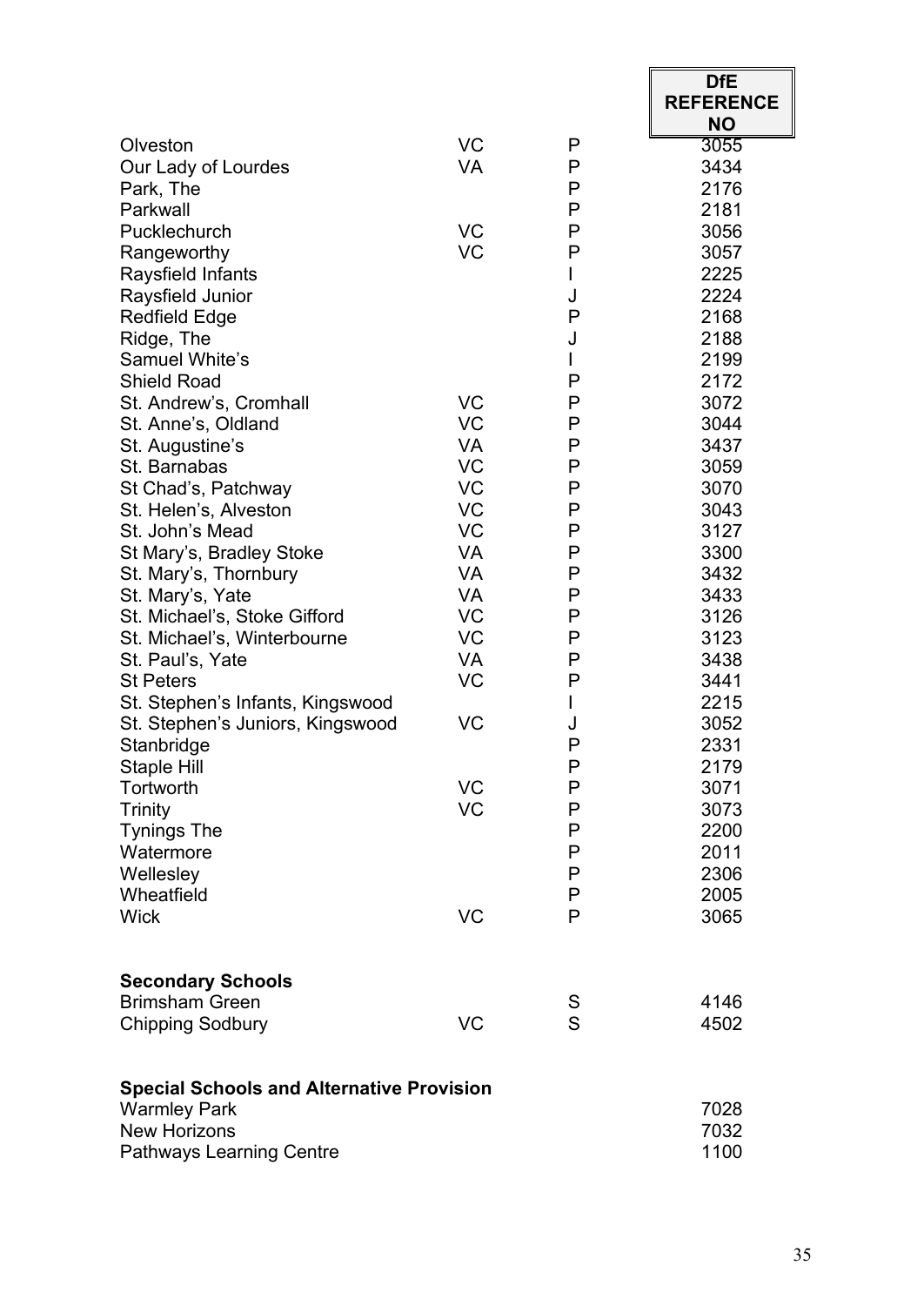| | | | DfE REFERENCE NO |
|---|---|---|---|
| Olveston | VC | P | 3055 |
| Our Lady of Lourdes | VA | P | 3434 |
| Park, The | | P | 2176 |
| Parkwall | | P | 2181 |
| Pucklechurch | VC | P | 3056 |
| Rangeworthy | VC | P | 3057 |
| Raysfield Infants | | I | 2225 |
| Raysfield Junior | | J | 2224 |
| Redfield Edge | | P | 2168 |
| Ridge, The | | J | 2188 |
| Samuel White's | | I | 2199 |
| Shield Road | | P | 2172 |
| St. Andrew's, Cromhall | VC | P | 3072 |
| St. Anne's, Oldland | VC | P | 3044 |
| St. Augustine's | VA | P | 3437 |
| St. Barnabas | VC | P | 3059 |
| St Chad's, Patchway | VC | P | 3070 |
| St. Helen's, Alveston | VC | P | 3043 |
| St. John's Mead | VC | P | 3127 |
| St Mary's, Bradley Stoke | VA | P | 3300 |
| St. Mary's, Thornbury | VA | P | 3432 |
| St. Mary's, Yate | VA | P | 3433 |
| St. Michael's, Stoke Gifford | VC | P | 3126 |
| St. Michael's, Winterbourne | VC | P | 3123 |
| St. Paul's, Yate | VA | P | 3438 |
| St Peters | VC | P | 3441 |
| St. Stephen's Infants, Kingswood | | I | 2215 |
| St. Stephen's Juniors, Kingswood | VC | J | 3052 |
| Stanbridge | | P | 2331 |
| Staple Hill | | P | 2179 |
| Tortworth | VC | P | 3071 |
| Trinity | VC | P | 3073 |
| Tynings The | | P | 2200 |
| Watermore | | P | 2011 |
| Wellesley | | P | 2306 |
| Wheatfield | | P | 2005 |
| Wick | VC | P | 3065 |
| **Secondary Schools** | | | |
| Brimsham Green | | S | 4146 |
| Chipping Sodbury | VC | S | 4502 |
| **Special Schools and Alternative Provision** | | | |
| Warmley Park | | | 7028 |
| New Horizons | | | 7032 |
| Pathways Learning Centre | | | 1100 |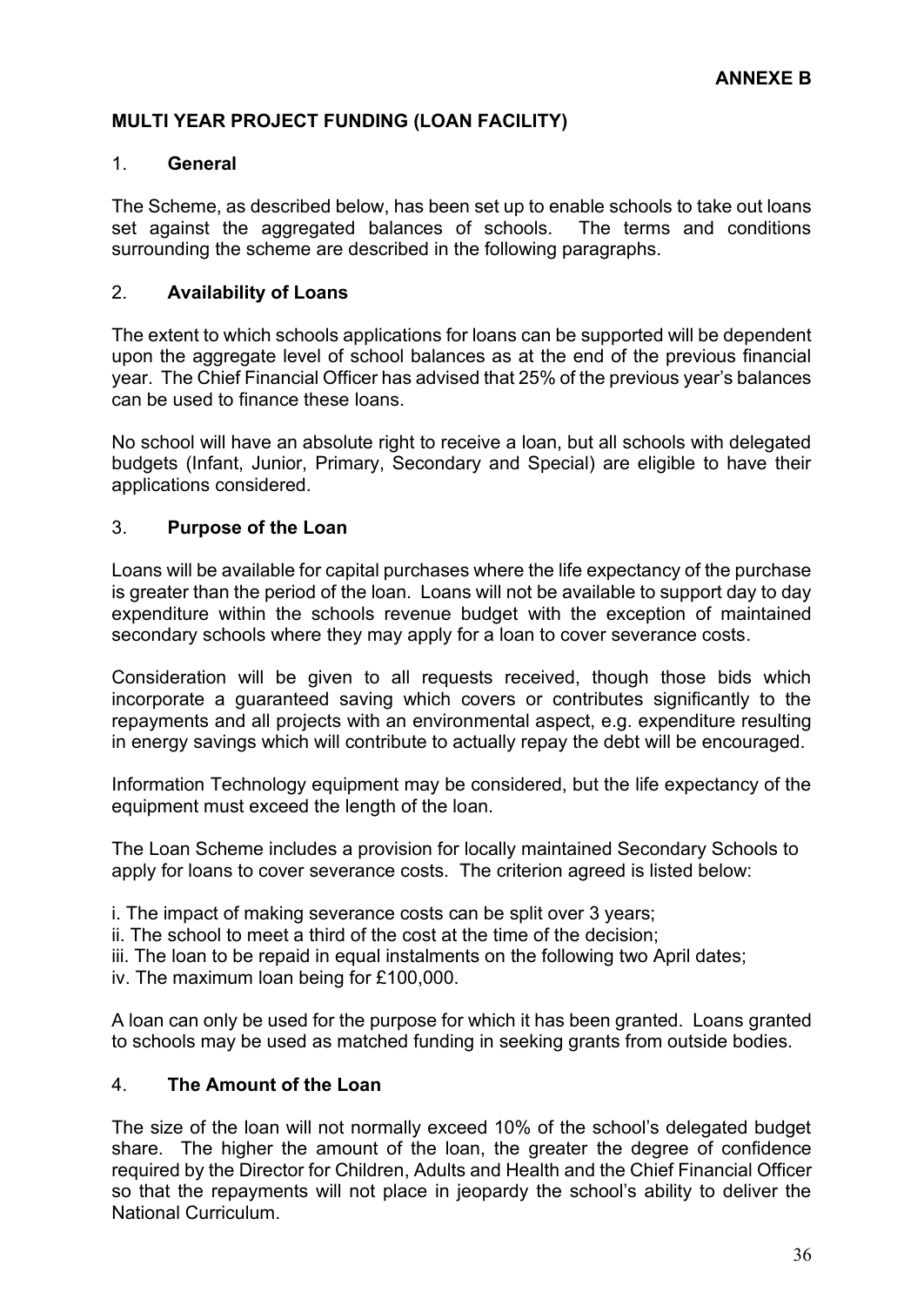**ANNEXE B**

## MULTI YEAR PROJECT FUNDING (LOAN FACILITY)

### 1. General

The Scheme, as described below, has been set up to enable schools to take out loans set against the aggregated balances of schools. The terms and conditions surrounding the scheme are described in the following paragraphs.

### 2. Availability of Loans

The extent to which schools applications for loans can be supported will be dependent upon the aggregate level of school balances as at the end of the previous financial year. The Chief Financial Officer has advised that 25% of the previous year's balances can be used to finance these loans.

No school will have an absolute right to receive a loan, but all schools with delegated budgets (Infant, Junior, Primary, Secondary and Special) are eligible to have their applications considered.

### 3. Purpose of the Loan

Loans will be available for capital purchases where the life expectancy of the purchase is greater than the period of the loan. Loans will not be available to support day to day expenditure within the schools revenue budget with the exception of maintained secondary schools where they may apply for a loan to cover severance costs.

Consideration will be given to all requests received, though those bids which incorporate a guaranteed saving which covers or contributes significantly to the repayments and all projects with an environmental aspect, e.g. expenditure resulting in energy savings which will contribute to actually repay the debt will be encouraged.

Information Technology equipment may be considered, but the life expectancy of the equipment must exceed the length of the loan.

The Loan Scheme includes a provision for locally maintained Secondary Schools to apply for loans to cover severance costs. The criterion agreed is listed below:

i. The impact of making severance costs can be split over 3 years;
ii. The school to meet a third of the cost at the time of the decision;
iii. The loan to be repaid in equal instalments on the following two April dates;
iv. The maximum loan being for £100,000.

A loan can only be used for the purpose for which it has been granted. Loans granted to schools may be used as matched funding in seeking grants from outside bodies.

### 4. The Amount of the Loan

The size of the loan will not normally exceed 10% of the school's delegated budget share. The higher the amount of the loan, the greater the degree of confidence required by the Director for Children, Adults and Health and the Chief Financial Officer so that the repayments will not place in jeopardy the school's ability to deliver the National Curriculum.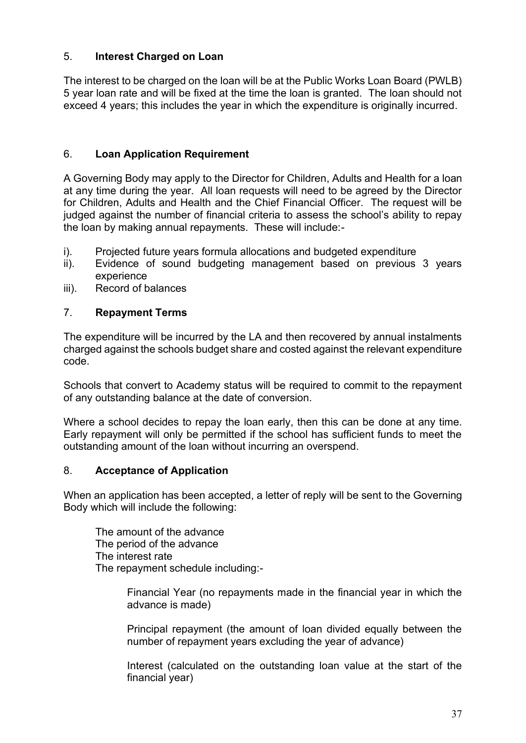## 5. **Interest Charged on Loan**

The interest to be charged on the loan will be at the Public Works Loan Board (PWLB) 5 year loan rate and will be fixed at the time the loan is granted. The loan should not exceed 4 years; this includes the year in which the expenditure is originally incurred.

## 6. **Loan Application Requirement**

A Governing Body may apply to the Director for Children, Adults and Health for a loan at any time during the year. All loan requests will need to be agreed by the Director for Children, Adults and Health and the Chief Financial Officer. The request will be judged against the number of financial criteria to assess the school's ability to repay the loan by making annual repayments. These will include:-

i). Projected future years formula allocations and budgeted expenditure
ii). Evidence of sound budgeting management based on previous 3 years experience
iii). Record of balances

## 7. **Repayment Terms**

The expenditure will be incurred by the LA and then recovered by annual instalments charged against the schools budget share and costed against the relevant expenditure code.

Schools that convert to Academy status will be required to commit to the repayment of any outstanding balance at the date of conversion.

Where a school decides to repay the loan early, then this can be done at any time. Early repayment will only be permitted if the school has sufficient funds to meet the outstanding amount of the loan without incurring an overspend.

## 8. **Acceptance of Application**

When an application has been accepted, a letter of reply will be sent to the Governing Body which will include the following:

The amount of the advance
The period of the advance
The interest rate
The repayment schedule including:-

> Financial Year (no repayments made in the financial year in which the advance is made)
>
> Principal repayment (the amount of loan divided equally between the number of repayment years excluding the year of advance)
>
> Interest (calculated on the outstanding loan value at the start of the financial year)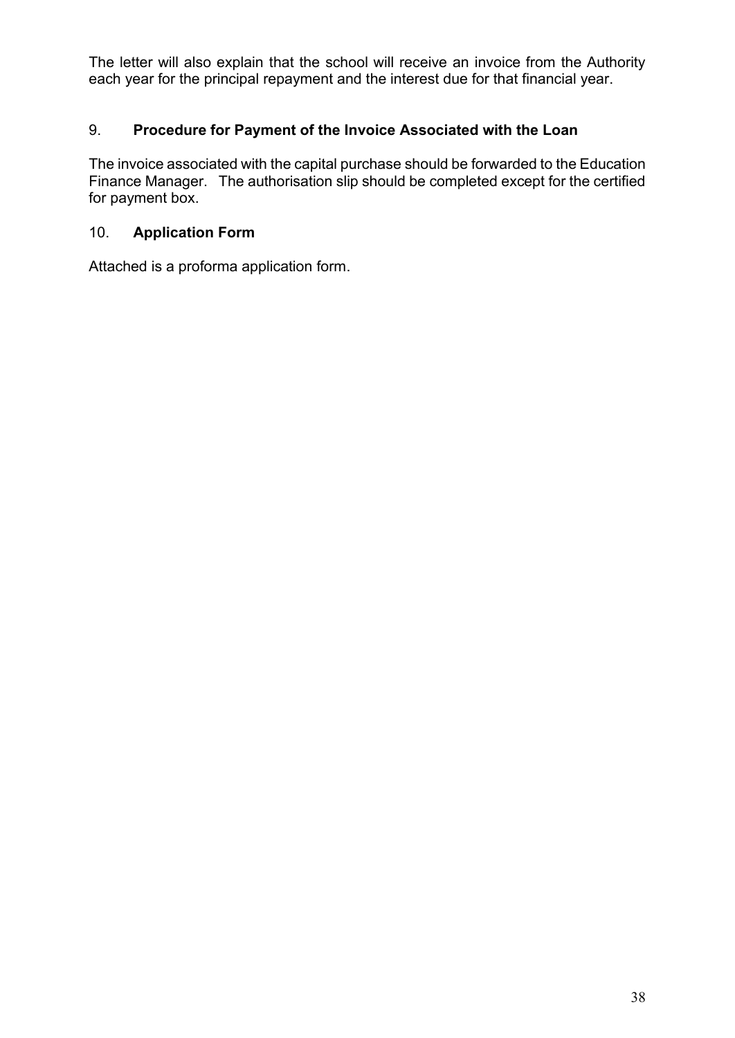The letter will also explain that the school will receive an invoice from the Authority each year for the principal repayment and the interest due for that financial year.

## 9. **Procedure for Payment of the Invoice Associated with the Loan**

The invoice associated with the capital purchase should be forwarded to the Education Finance Manager. The authorisation slip should be completed except for the certified for payment box.

## 10. **Application Form**

Attached is a proforma application form.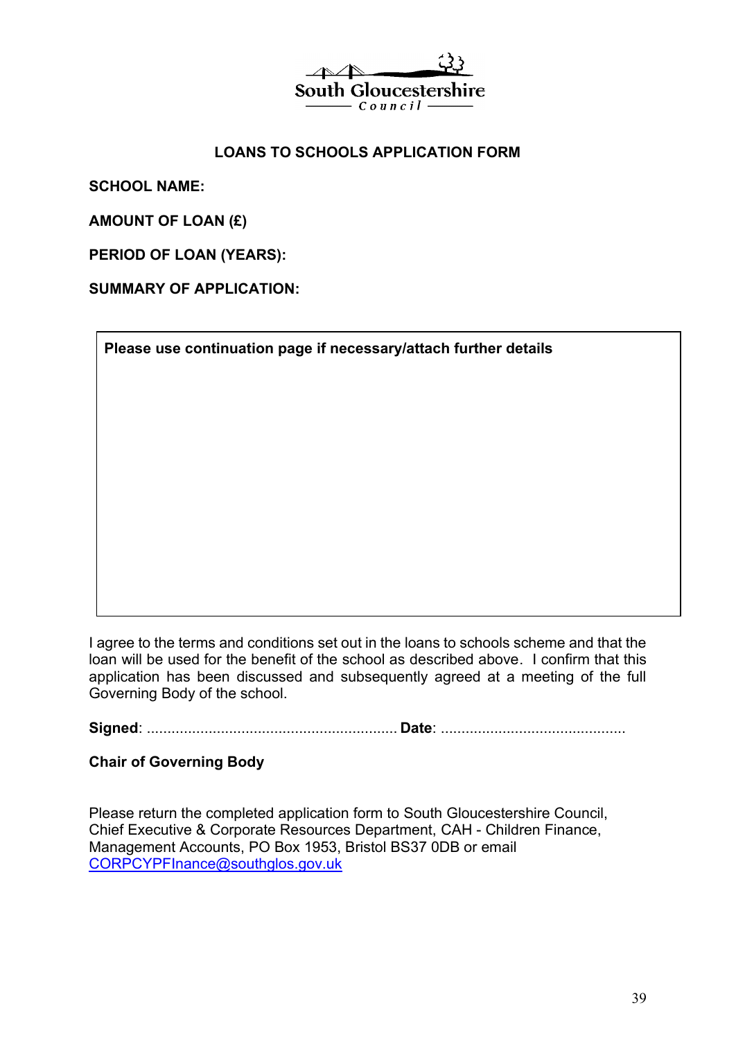South Gloucestershire Council

# LOANS TO SCHOOLS APPLICATION FORM

**SCHOOL NAME:**

**AMOUNT OF LOAN (£)**

**PERIOD OF LOAN (YEARS):**

**SUMMARY OF APPLICATION:**

| **Please use continuation page if necessary/attach further details** |
| --- |
| |

I agree to the terms and conditions set out in the loans to schools scheme and that the loan will be used for the benefit of the school as described above. I confirm that this application has been discussed and subsequently agreed at a meeting of the full Governing Body of the school.

**Signed**: ............................................................ **Date**: ............................................

**Chair of Governing Body**

Please return the completed application form to South Gloucestershire Council, Chief Executive & Corporate Resources Department, CAH - Children Finance, Management Accounts, PO Box 1953, Bristol BS37 0DB or email CORPCYPFInance@southglos.gov.uk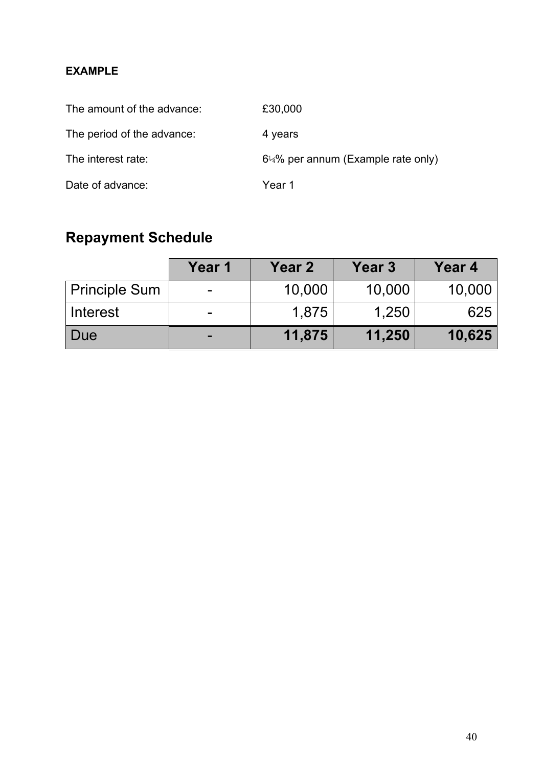**EXAMPLE**

The amount of the advance: £30,000

The period of the advance: 4 years

The interest rate: 6¼% per annum (Example rate only)

Date of advance: Year 1

## Repayment Schedule

| | Year 1 | Year 2 | Year 3 | Year 4 |
|---|---|---|---|---|
| Principle Sum | - | 10,000 | 10,000 | 10,000 |
| Interest | - | 1,875 | 1,250 | 625 |
| Due | - | **11,875** | **11,250** | **10,625** |